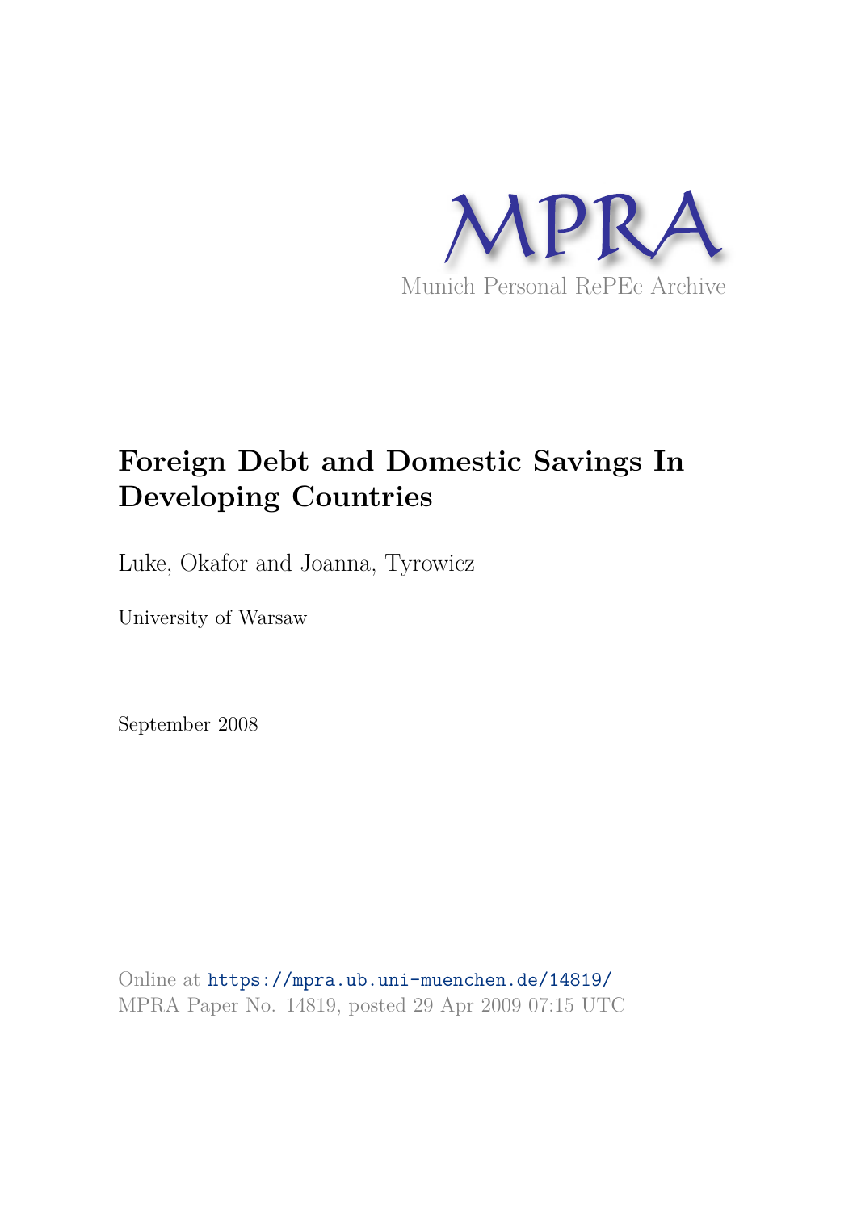MPRA

Munich Personal RePEc Archive

# Foreign Debt and Domestic Savings In Developing Countries

Luke, Okafor and Joanna, Tyrowicz

University of Warsaw

September 2008

Online at https://mpra.ub.uni-muenchen.de/14819/
MPRA Paper No. 14819, posted 29 Apr 2009 07:15 UTC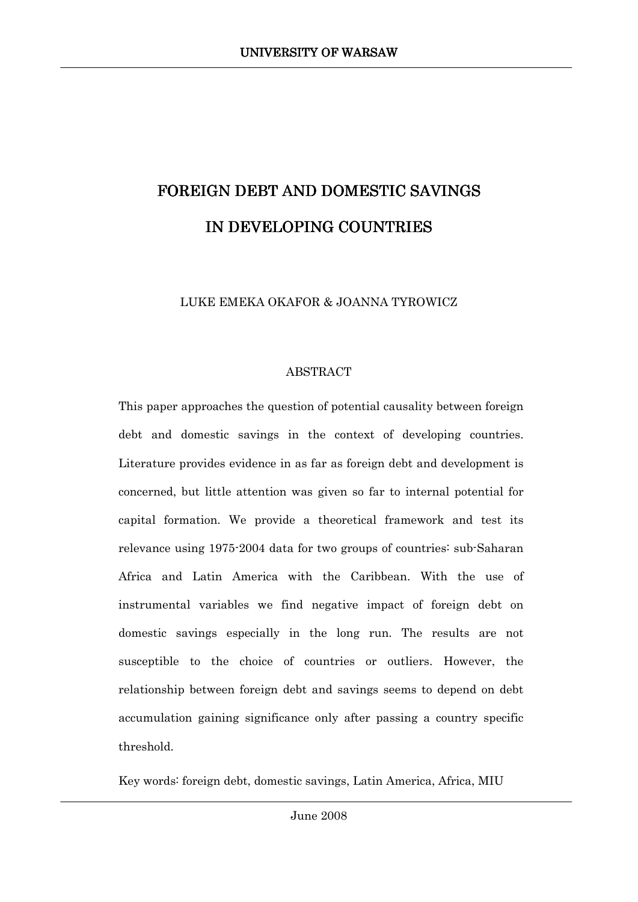UNIVERSITY OF WARSAW

# FOREIGN DEBT AND DOMESTIC SAVINGS IN DEVELOPING COUNTRIES

LUKE EMEKA OKAFOR & JOANNA TYROWICZ

## ABSTRACT

This paper approaches the question of potential causality between foreign debt and domestic savings in the context of developing countries. Literature provides evidence in as far as foreign debt and development is concerned, but little attention was given so far to internal potential for capital formation. We provide a theoretical framework and test its relevance using 1975-2004 data for two groups of countries: sub-Saharan Africa and Latin America with the Caribbean. With the use of instrumental variables we find negative impact of foreign debt on domestic savings especially in the long run. The results are not susceptible to the choice of countries or outliers. However, the relationship between foreign debt and savings seems to depend on debt accumulation gaining significance only after passing a country specific threshold.

Key words: foreign debt, domestic savings, Latin America, Africa, MIU

June 2008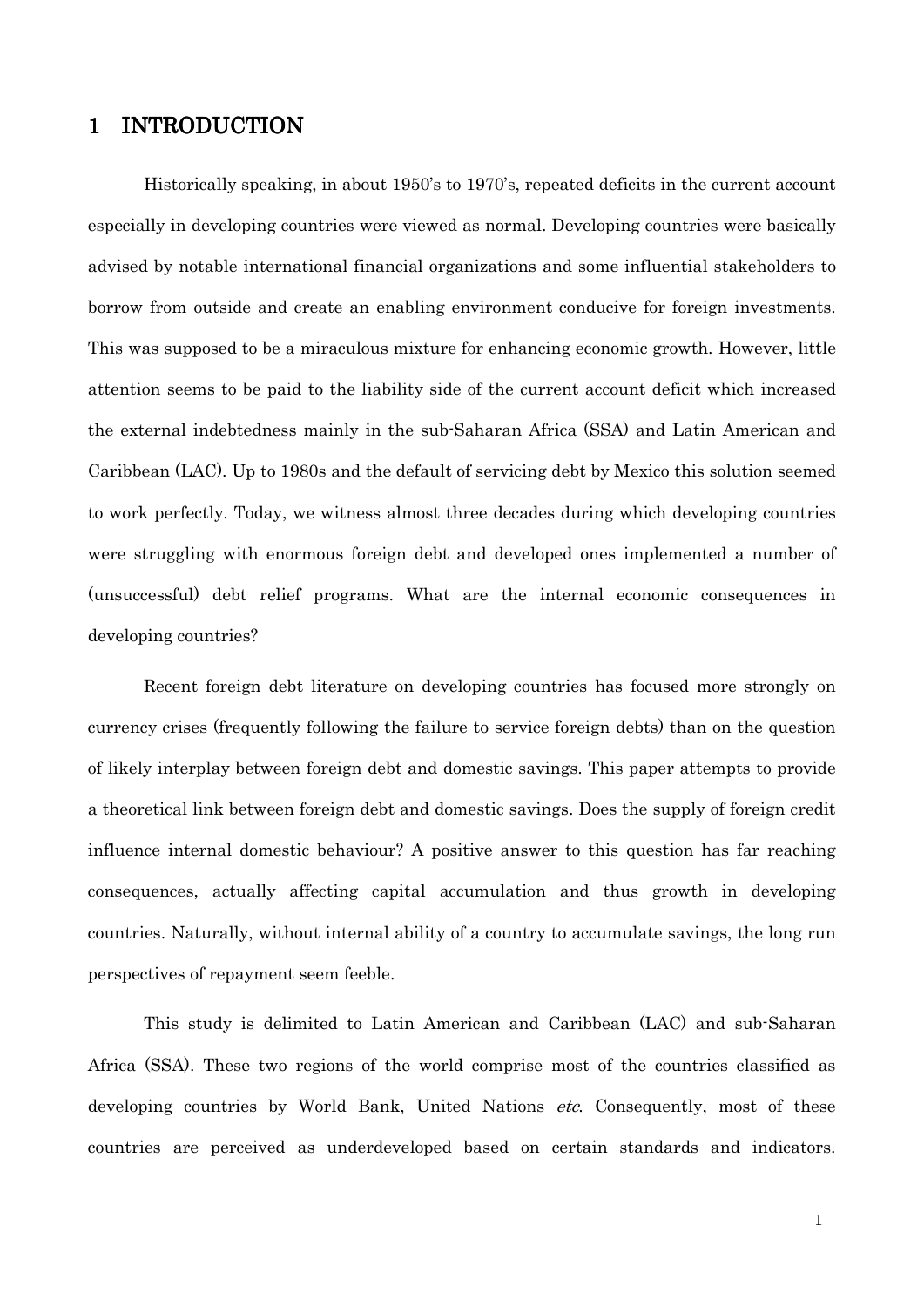# 1 INTRODUCTION

Historically speaking, in about 1950's to 1970's, repeated deficits in the current account especially in developing countries were viewed as normal. Developing countries were basically advised by notable international financial organizations and some influential stakeholders to borrow from outside and create an enabling environment conducive for foreign investments. This was supposed to be a miraculous mixture for enhancing economic growth. However, little attention seems to be paid to the liability side of the current account deficit which increased the external indebtedness mainly in the sub-Saharan Africa (SSA) and Latin American and Caribbean (LAC). Up to 1980s and the default of servicing debt by Mexico this solution seemed to work perfectly. Today, we witness almost three decades during which developing countries were struggling with enormous foreign debt and developed ones implemented a number of (unsuccessful) debt relief programs. What are the internal economic consequences in developing countries?

Recent foreign debt literature on developing countries has focused more strongly on currency crises (frequently following the failure to service foreign debts) than on the question of likely interplay between foreign debt and domestic savings. This paper attempts to provide a theoretical link between foreign debt and domestic savings. Does the supply of foreign credit influence internal domestic behaviour? A positive answer to this question has far reaching consequences, actually affecting capital accumulation and thus growth in developing countries. Naturally, without internal ability of a country to accumulate savings, the long run perspectives of repayment seem feeble.

This study is delimited to Latin American and Caribbean (LAC) and sub-Saharan Africa (SSA). These two regions of the world comprise most of the countries classified as developing countries by World Bank, United Nations *etc.* Consequently, most of these countries are perceived as underdeveloped based on certain standards and indicators.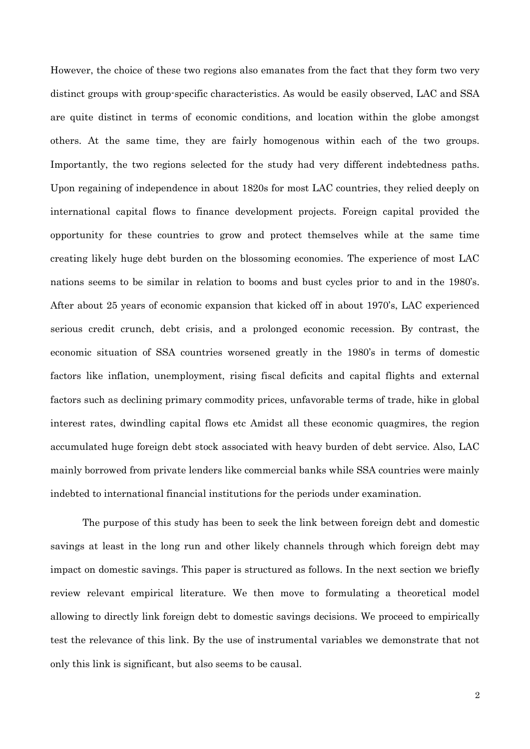However, the choice of these two regions also emanates from the fact that they form two very distinct groups with group-specific characteristics. As would be easily observed, LAC and SSA are quite distinct in terms of economic conditions, and location within the globe amongst others. At the same time, they are fairly homogenous within each of the two groups. Importantly, the two regions selected for the study had very different indebtedness paths. Upon regaining of independence in about 1820s for most LAC countries, they relied deeply on international capital flows to finance development projects. Foreign capital provided the opportunity for these countries to grow and protect themselves while at the same time creating likely huge debt burden on the blossoming economies. The experience of most LAC nations seems to be similar in relation to booms and bust cycles prior to and in the 1980's. After about 25 years of economic expansion that kicked off in about 1970's, LAC experienced serious credit crunch, debt crisis, and a prolonged economic recession. By contrast, the economic situation of SSA countries worsened greatly in the 1980's in terms of domestic factors like inflation, unemployment, rising fiscal deficits and capital flights and external factors such as declining primary commodity prices, unfavorable terms of trade, hike in global interest rates, dwindling capital flows etc Amidst all these economic quagmires, the region accumulated huge foreign debt stock associated with heavy burden of debt service. Also, LAC mainly borrowed from private lenders like commercial banks while SSA countries were mainly indebted to international financial institutions for the periods under examination.

The purpose of this study has been to seek the link between foreign debt and domestic savings at least in the long run and other likely channels through which foreign debt may impact on domestic savings. This paper is structured as follows. In the next section we briefly review relevant empirical literature. We then move to formulating a theoretical model allowing to directly link foreign debt to domestic savings decisions. We proceed to empirically test the relevance of this link. By the use of instrumental variables we demonstrate that not only this link is significant, but also seems to be causal.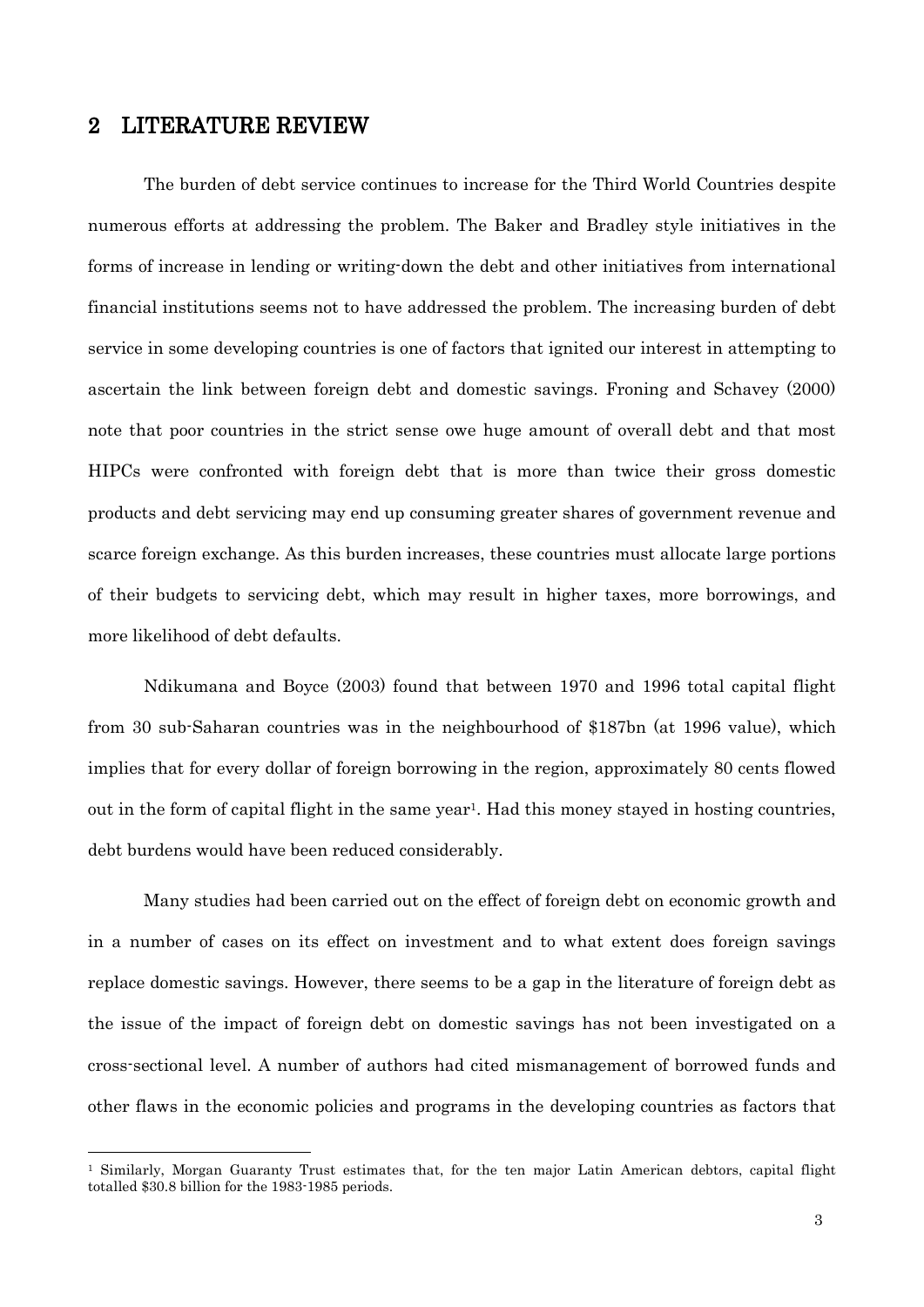## 2 LITERATURE REVIEW

The burden of debt service continues to increase for the Third World Countries despite numerous efforts at addressing the problem. The Baker and Bradley style initiatives in the forms of increase in lending or writing-down the debt and other initiatives from international financial institutions seems not to have addressed the problem. The increasing burden of debt service in some developing countries is one of factors that ignited our interest in attempting to ascertain the link between foreign debt and domestic savings. Froning and Schavey (2000) note that poor countries in the strict sense owe huge amount of overall debt and that most HIPCs were confronted with foreign debt that is more than twice their gross domestic products and debt servicing may end up consuming greater shares of government revenue and scarce foreign exchange. As this burden increases, these countries must allocate large portions of their budgets to servicing debt, which may result in higher taxes, more borrowings, and more likelihood of debt defaults.

Ndikumana and Boyce (2003) found that between 1970 and 1996 total capital flight from 30 sub-Saharan countries was in the neighbourhood of $187bn (at 1996 value), which implies that for every dollar of foreign borrowing in the region, approximately 80 cents flowed out in the form of capital flight in the same year[1]. Had this money stayed in hosting countries, debt burdens would have been reduced considerably.

Many studies had been carried out on the effect of foreign debt on economic growth and in a number of cases on its effect on investment and to what extent does foreign savings replace domestic savings. However, there seems to be a gap in the literature of foreign debt as the issue of the impact of foreign debt on domestic savings has not been investigated on a cross-sectional level. A number of authors had cited mismanagement of borrowed funds and other flaws in the economic policies and programs in the developing countries as factors that

[1] Similarly, Morgan Guaranty Trust estimates that, for the ten major Latin American debtors, capital flight totalled $30.8 billion for the 1983-1985 periods.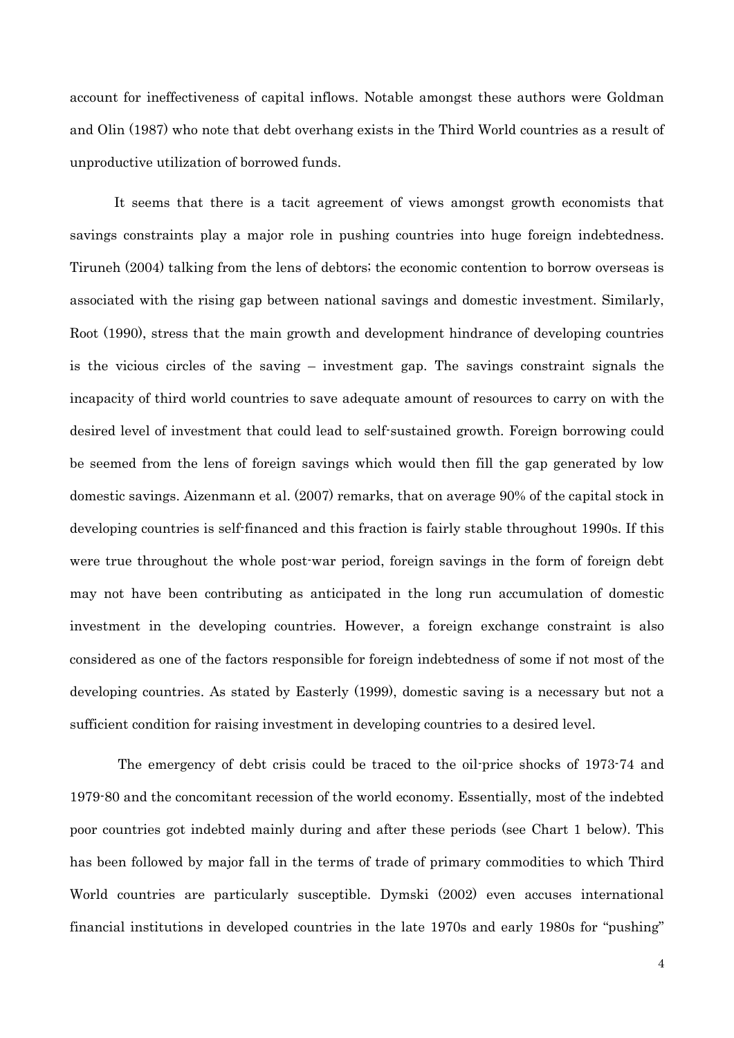account for ineffectiveness of capital inflows. Notable amongst these authors were Goldman and Olin (1987) who note that debt overhang exists in the Third World countries as a result of unproductive utilization of borrowed funds.

It seems that there is a tacit agreement of views amongst growth economists that savings constraints play a major role in pushing countries into huge foreign indebtedness. Tiruneh (2004) talking from the lens of debtors; the economic contention to borrow overseas is associated with the rising gap between national savings and domestic investment. Similarly, Root (1990), stress that the main growth and development hindrance of developing countries is the vicious circles of the saving – investment gap. The savings constraint signals the incapacity of third world countries to save adequate amount of resources to carry on with the desired level of investment that could lead to self-sustained growth. Foreign borrowing could be seemed from the lens of foreign savings which would then fill the gap generated by low domestic savings. Aizenmann et al. (2007) remarks, that on average 90% of the capital stock in developing countries is self-financed and this fraction is fairly stable throughout 1990s. If this were true throughout the whole post-war period, foreign savings in the form of foreign debt may not have been contributing as anticipated in the long run accumulation of domestic investment in the developing countries. However, a foreign exchange constraint is also considered as one of the factors responsible for foreign indebtedness of some if not most of the developing countries. As stated by Easterly (1999), domestic saving is a necessary but not a sufficient condition for raising investment in developing countries to a desired level.

The emergency of debt crisis could be traced to the oil-price shocks of 1973-74 and 1979-80 and the concomitant recession of the world economy. Essentially, most of the indebted poor countries got indebted mainly during and after these periods (see Chart 1 below). This has been followed by major fall in the terms of trade of primary commodities to which Third World countries are particularly susceptible. Dymski (2002) even accuses international financial institutions in developed countries in the late 1970s and early 1980s for "pushing"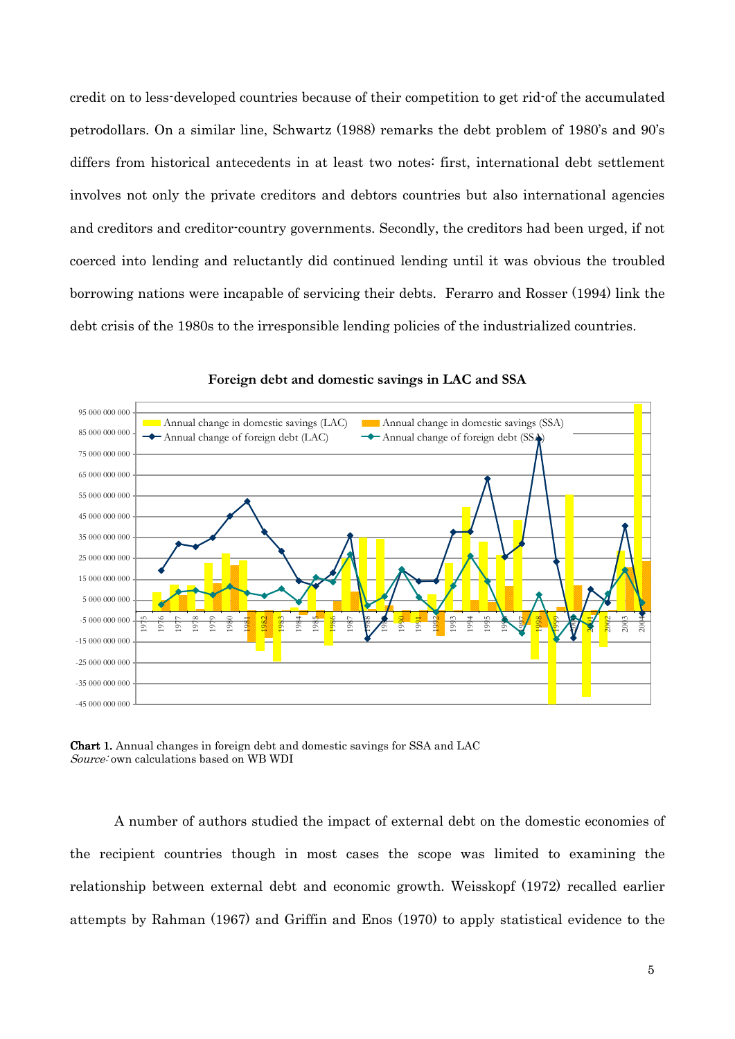credit on to less-developed countries because of their competition to get rid-of the accumulated petrodollars. On a similar line, Schwartz (1988) remarks the debt problem of 1980's and 90's differs from historical antecedents in at least two notes: first, international debt settlement involves not only the private creditors and debtors countries but also international agencies and creditors and creditor-country governments. Secondly, the creditors had been urged, if not coerced into lending and reluctantly did continued lending until it was obvious the troubled borrowing nations were incapable of servicing their debts. Ferarro and Rosser (1994) link the debt crisis of the 1980s to the irresponsible lending policies of the industrialized countries.

**Foreign debt and domestic savings in LAC and SSA**

**Chart 1.** Annual changes in foreign debt and domestic savings for SSA and LAC
*Source:* own calculations based on WB WDI

A number of authors studied the impact of external debt on the domestic economies of the recipient countries though in most cases the scope was limited to examining the relationship between external debt and economic growth. Weisskopf (1972) recalled earlier attempts by Rahman (1967) and Griffin and Enos (1970) to apply statistical evidence to the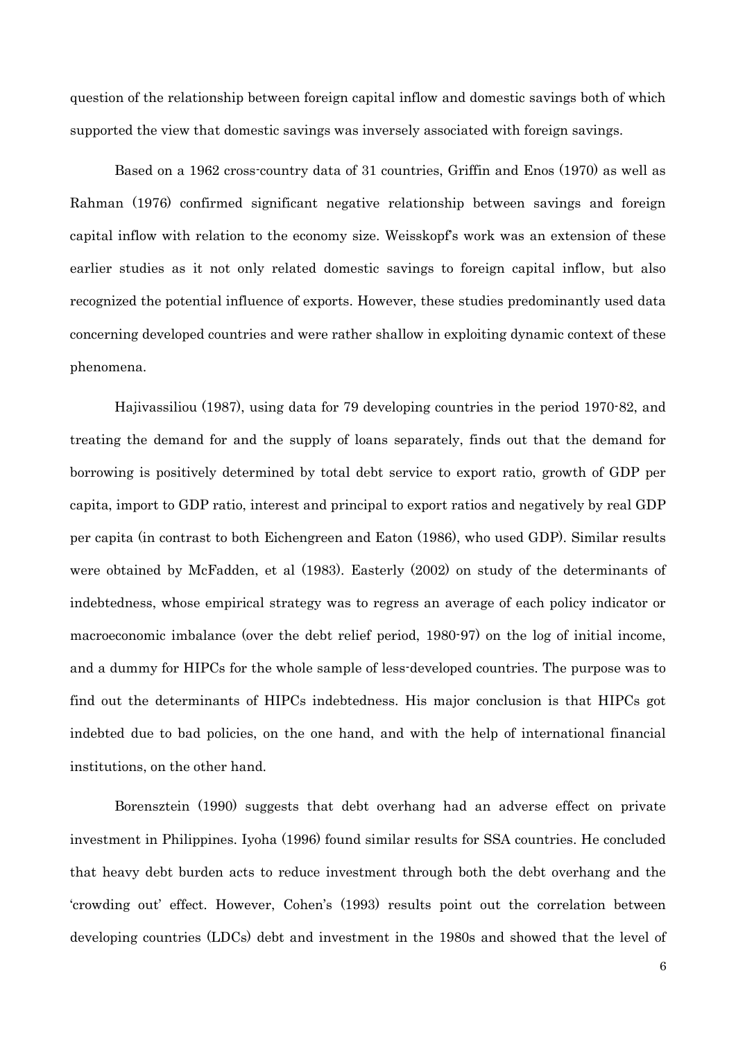question of the relationship between foreign capital inflow and domestic savings both of which supported the view that domestic savings was inversely associated with foreign savings.

Based on a 1962 cross-country data of 31 countries, Griffin and Enos (1970) as well as Rahman (1976) confirmed significant negative relationship between savings and foreign capital inflow with relation to the economy size. Weisskopf's work was an extension of these earlier studies as it not only related domestic savings to foreign capital inflow, but also recognized the potential influence of exports. However, these studies predominantly used data concerning developed countries and were rather shallow in exploiting dynamic context of these phenomena.

Hajivassiliou (1987), using data for 79 developing countries in the period 1970-82, and treating the demand for and the supply of loans separately, finds out that the demand for borrowing is positively determined by total debt service to export ratio, growth of GDP per capita, import to GDP ratio, interest and principal to export ratios and negatively by real GDP per capita (in contrast to both Eichengreen and Eaton (1986), who used GDP). Similar results were obtained by McFadden, et al (1983). Easterly (2002) on study of the determinants of indebtedness, whose empirical strategy was to regress an average of each policy indicator or macroeconomic imbalance (over the debt relief period, 1980-97) on the log of initial income, and a dummy for HIPCs for the whole sample of less-developed countries. The purpose was to find out the determinants of HIPCs indebtedness. His major conclusion is that HIPCs got indebted due to bad policies, on the one hand, and with the help of international financial institutions, on the other hand.

Borensztein (1990) suggests that debt overhang had an adverse effect on private investment in Philippines. Iyoha (1996) found similar results for SSA countries. He concluded that heavy debt burden acts to reduce investment through both the debt overhang and the 'crowding out' effect. However, Cohen's (1993) results point out the correlation between developing countries (LDCs) debt and investment in the 1980s and showed that the level of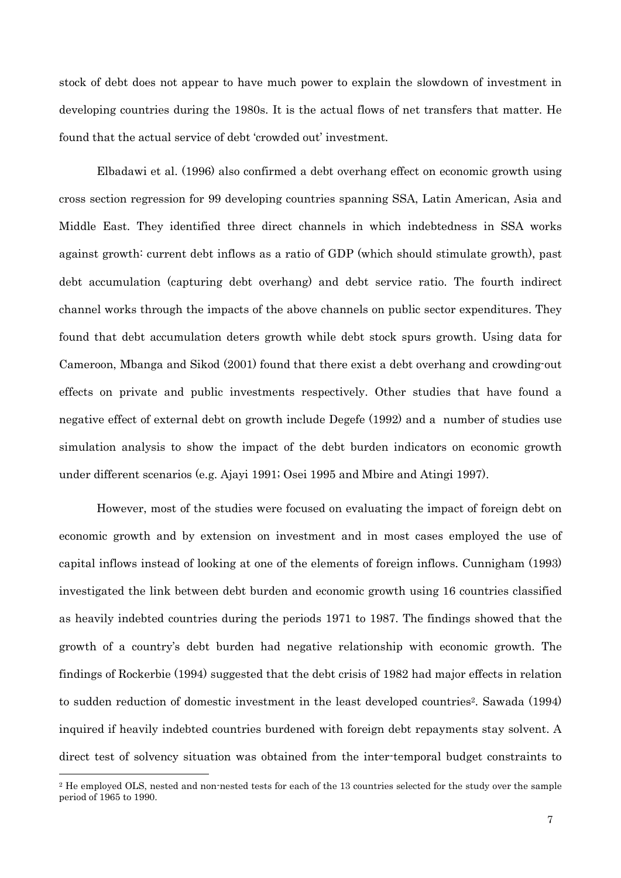stock of debt does not appear to have much power to explain the slowdown of investment in developing countries during the 1980s. It is the actual flows of net transfers that matter. He found that the actual service of debt 'crowded out' investment.

Elbadawi et al. (1996) also confirmed a debt overhang effect on economic growth using cross section regression for 99 developing countries spanning SSA, Latin American, Asia and Middle East. They identified three direct channels in which indebtedness in SSA works against growth: current debt inflows as a ratio of GDP (which should stimulate growth), past debt accumulation (capturing debt overhang) and debt service ratio. The fourth indirect channel works through the impacts of the above channels on public sector expenditures. They found that debt accumulation deters growth while debt stock spurs growth. Using data for Cameroon, Mbanga and Sikod (2001) found that there exist a debt overhang and crowding-out effects on private and public investments respectively. Other studies that have found a negative effect of external debt on growth include Degefe (1992) and a number of studies use simulation analysis to show the impact of the debt burden indicators on economic growth under different scenarios (e.g. Ajayi 1991; Osei 1995 and Mbire and Atingi 1997).

However, most of the studies were focused on evaluating the impact of foreign debt on economic growth and by extension on investment and in most cases employed the use of capital inflows instead of looking at one of the elements of foreign inflows. Cunnigham (1993) investigated the link between debt burden and economic growth using 16 countries classified as heavily indebted countries during the periods 1971 to 1987. The findings showed that the growth of a country's debt burden had negative relationship with economic growth. The findings of Rockerbie (1994) suggested that the debt crisis of 1982 had major effects in relation to sudden reduction of domestic investment in the least developed countries[2]. Sawada (1994) inquired if heavily indebted countries burdened with foreign debt repayments stay solvent. A direct test of solvency situation was obtained from the inter-temporal budget constraints to

---

[2] He employed OLS, nested and non-nested tests for each of the 13 countries selected for the study over the sample period of 1965 to 1990.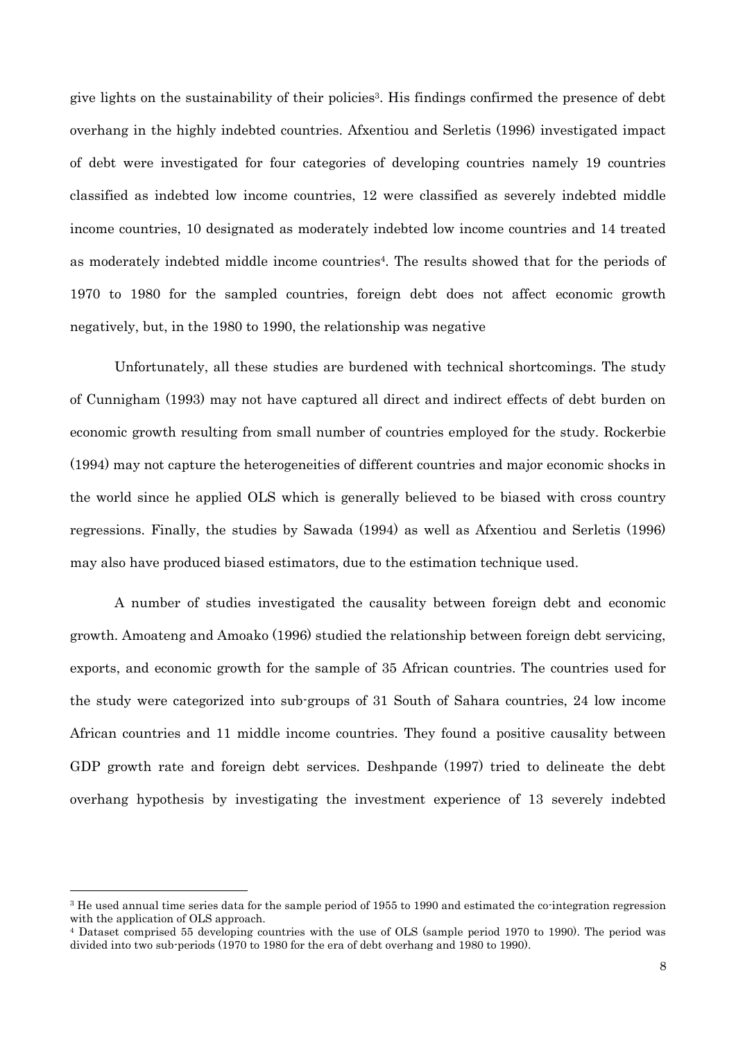give lights on the sustainability of their policies[3]. His findings confirmed the presence of debt overhang in the highly indebted countries. Afxentiou and Serletis (1996) investigated impact of debt were investigated for four categories of developing countries namely 19 countries classified as indebted low income countries, 12 were classified as severely indebted middle income countries, 10 designated as moderately indebted low income countries and 14 treated as moderately indebted middle income countries[4]. The results showed that for the periods of 1970 to 1980 for the sampled countries, foreign debt does not affect economic growth negatively, but, in the 1980 to 1990, the relationship was negative

Unfortunately, all these studies are burdened with technical shortcomings. The study of Cunnigham (1993) may not have captured all direct and indirect effects of debt burden on economic growth resulting from small number of countries employed for the study. Rockerbie (1994) may not capture the heterogeneities of different countries and major economic shocks in the world since he applied OLS which is generally believed to be biased with cross country regressions. Finally, the studies by Sawada (1994) as well as Afxentiou and Serletis (1996) may also have produced biased estimators, due to the estimation technique used.

A number of studies investigated the causality between foreign debt and economic growth. Amoateng and Amoako (1996) studied the relationship between foreign debt servicing, exports, and economic growth for the sample of 35 African countries. The countries used for the study were categorized into sub-groups of 31 South of Sahara countries, 24 low income African countries and 11 middle income countries. They found a positive causality between GDP growth rate and foreign debt services. Deshpande (1997) tried to delineate the debt overhang hypothesis by investigating the investment experience of 13 severely indebted

---

[3] He used annual time series data for the sample period of 1955 to 1990 and estimated the co-integration regression with the application of OLS approach.

[4] Dataset comprised 55 developing countries with the use of OLS (sample period 1970 to 1990). The period was divided into two sub-periods (1970 to 1980 for the era of debt overhang and 1980 to 1990).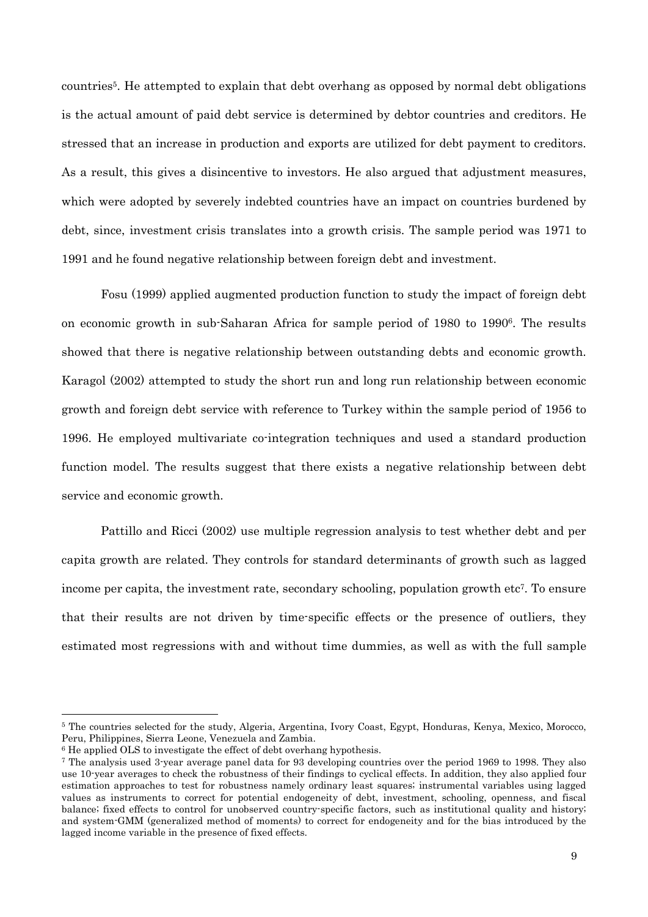countries[5]. He attempted to explain that debt overhang as opposed by normal debt obligations is the actual amount of paid debt service is determined by debtor countries and creditors. He stressed that an increase in production and exports are utilized for debt payment to creditors. As a result, this gives a disincentive to investors. He also argued that adjustment measures, which were adopted by severely indebted countries have an impact on countries burdened by debt, since, investment crisis translates into a growth crisis. The sample period was 1971 to 1991 and he found negative relationship between foreign debt and investment.

Fosu (1999) applied augmented production function to study the impact of foreign debt on economic growth in sub-Saharan Africa for sample period of 1980 to 1990[6]. The results showed that there is negative relationship between outstanding debts and economic growth. Karagol (2002) attempted to study the short run and long run relationship between economic growth and foreign debt service with reference to Turkey within the sample period of 1956 to 1996. He employed multivariate co-integration techniques and used a standard production function model. The results suggest that there exists a negative relationship between debt service and economic growth.

Pattillo and Ricci (2002) use multiple regression analysis to test whether debt and per capita growth are related. They controls for standard determinants of growth such as lagged income per capita, the investment rate, secondary schooling, population growth etc[7]. To ensure that their results are not driven by time-specific effects or the presence of outliers, they estimated most regressions with and without time dummies, as well as with the full sample

---

[5] The countries selected for the study, Algeria, Argentina, Ivory Coast, Egypt, Honduras, Kenya, Mexico, Morocco, Peru, Philippines, Sierra Leone, Venezuela and Zambia.

[6] He applied OLS to investigate the effect of debt overhang hypothesis.

[7] The analysis used 3-year average panel data for 93 developing countries over the period 1969 to 1998. They also use 10-year averages to check the robustness of their findings to cyclical effects. In addition, they also applied four estimation approaches to test for robustness namely ordinary least squares; instrumental variables using lagged values as instruments to correct for potential endogeneity of debt, investment, schooling, openness, and fiscal balance; fixed effects to control for unobserved country-specific factors, such as institutional quality and history; and system-GMM (generalized method of moments) to correct for endogeneity and for the bias introduced by the lagged income variable in the presence of fixed effects.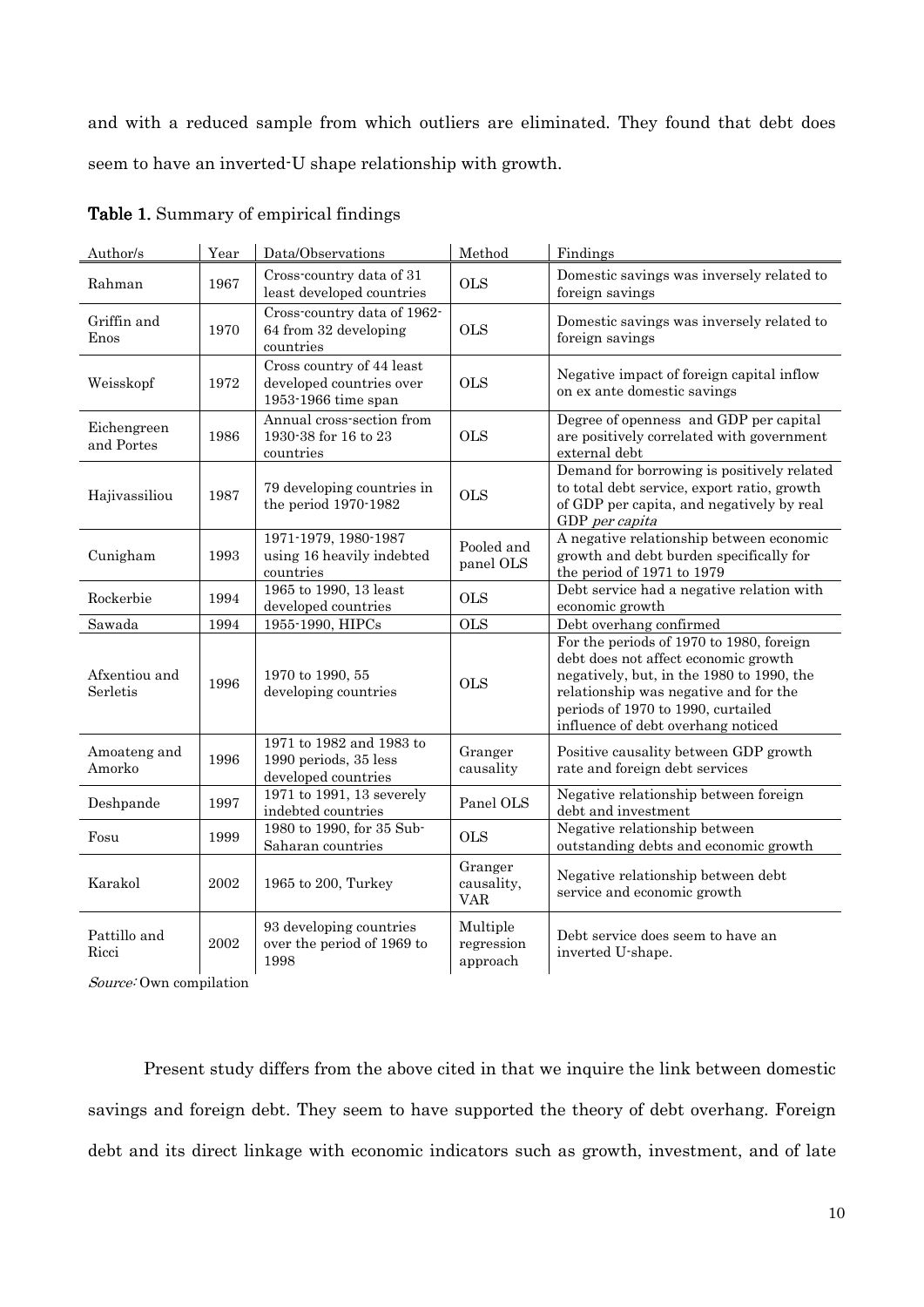and with a reduced sample from which outliers are eliminated. They found that debt does seem to have an inverted-U shape relationship with growth.

**Table 1.** Summary of empirical findings

| Author/s | Year | Data/Observations | Method | Findings |
|---|---|---|---|---|
| Rahman | 1967 | Cross-country data of 31 least developed countries | OLS | Domestic savings was inversely related to foreign savings |
| Griffin and Enos | 1970 | Cross-country data of 1962-64 from 32 developing countries | OLS | Domestic savings was inversely related to foreign savings |
| Weisskopf | 1972 | Cross country of 44 least developed countries over 1953-1966 time span | OLS | Negative impact of foreign capital inflow on ex ante domestic savings |
| Eichengreen and Portes | 1986 | Annual cross-section from 1930-38 for 16 to 23 countries | OLS | Degree of openness and GDP per capital are positively correlated with government external debt |
| Hajivassiliou | 1987 | 79 developing countries in the period 1970-1982 | OLS | Demand for borrowing is positively related to total debt service, export ratio, growth of GDP per capita, and negatively by real GDP *per capita* |
| Cunigham | 1993 | 1971-1979, 1980-1987 using 16 heavily indebted countries | Pooled and panel OLS | A negative relationship between economic growth and debt burden specifically for the period of 1971 to 1979 |
| Rockerbie | 1994 | 1965 to 1990, 13 least developed countries | OLS | Debt service had a negative relation with economic growth |
| Sawada | 1994 | 1955-1990, HIPCs | OLS | Debt overhang confirmed |
| Afxentiou and Serletis | 1996 | 1970 to 1990, 55 developing countries | OLS | For the periods of 1970 to 1980, foreign debt does not affect economic growth negatively, but, in the 1980 to 1990, the relationship was negative and for the periods of 1970 to 1990, curtailed influence of debt overhang noticed |
| Amoateng and Amorko | 1996 | 1971 to 1982 and 1983 to 1990 periods, 35 less developed countries | Granger causality | Positive causality between GDP growth rate and foreign debt services |
| Deshpande | 1997 | 1971 to 1991, 13 severely indebted countries | Panel OLS | Negative relationship between foreign debt and investment |
| Fosu | 1999 | 1980 to 1990, for 35 Sub-Saharan countries | OLS | Negative relationship between outstanding debts and economic growth |
| Karakol | 2002 | 1965 to 200, Turkey | Granger causality, VAR | Negative relationship between debt service and economic growth |
| Pattillo and Ricci | 2002 | 93 developing countries over the period of 1969 to 1998 | Multiple regression approach | Debt service does seem to have an inverted U-shape. |

*Source:* Own compilation

Present study differs from the above cited in that we inquire the link between domestic savings and foreign debt. They seem to have supported the theory of debt overhang. Foreign debt and its direct linkage with economic indicators such as growth, investment, and of late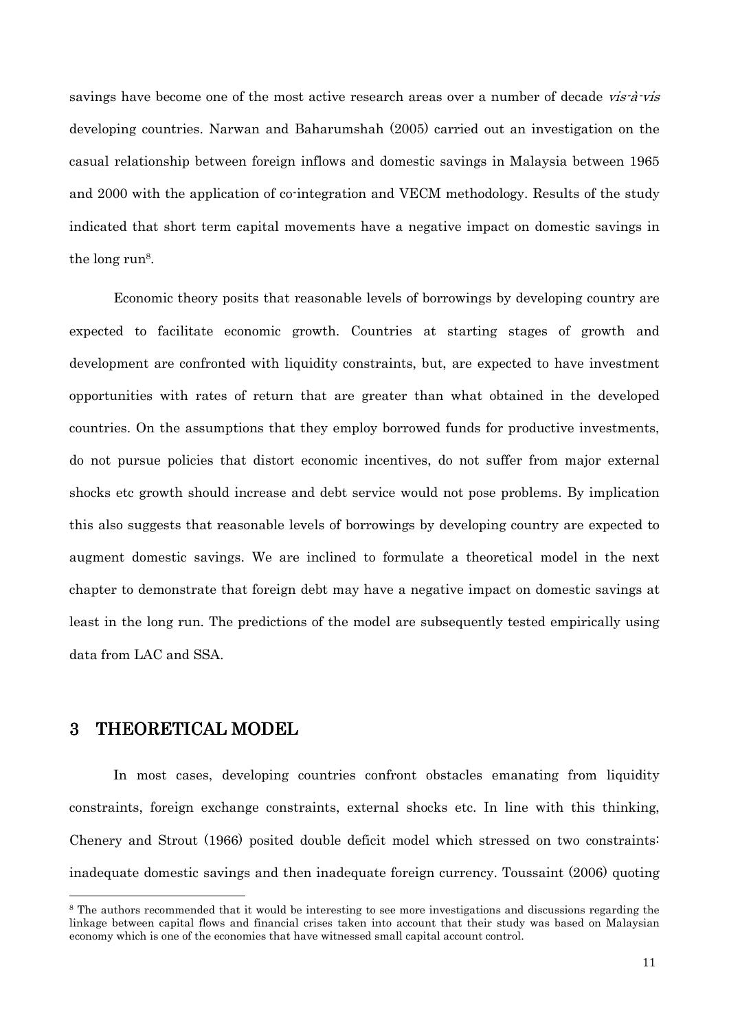savings have become one of the most active research areas over a number of decade *vis-à-vis* developing countries. Narwan and Baharumshah (2005) carried out an investigation on the casual relationship between foreign inflows and domestic savings in Malaysia between 1965 and 2000 with the application of co-integration and VECM methodology. Results of the study indicated that short term capital movements have a negative impact on domestic savings in the long run[8].

Economic theory posits that reasonable levels of borrowings by developing country are expected to facilitate economic growth. Countries at starting stages of growth and development are confronted with liquidity constraints, but, are expected to have investment opportunities with rates of return that are greater than what obtained in the developed countries. On the assumptions that they employ borrowed funds for productive investments, do not pursue policies that distort economic incentives, do not suffer from major external shocks etc growth should increase and debt service would not pose problems. By implication this also suggests that reasonable levels of borrowings by developing country are expected to augment domestic savings. We are inclined to formulate a theoretical model in the next chapter to demonstrate that foreign debt may have a negative impact on domestic savings at least in the long run. The predictions of the model are subsequently tested empirically using data from LAC and SSA.

## 3 THEORETICAL MODEL

In most cases, developing countries confront obstacles emanating from liquidity constraints, foreign exchange constraints, external shocks etc. In line with this thinking, Chenery and Strout (1966) posited double deficit model which stressed on two constraints: inadequate domestic savings and then inadequate foreign currency. Toussaint (2006) quoting

[8] The authors recommended that it would be interesting to see more investigations and discussions regarding the linkage between capital flows and financial crises taken into account that their study was based on Malaysian economy which is one of the economies that have witnessed small capital account control.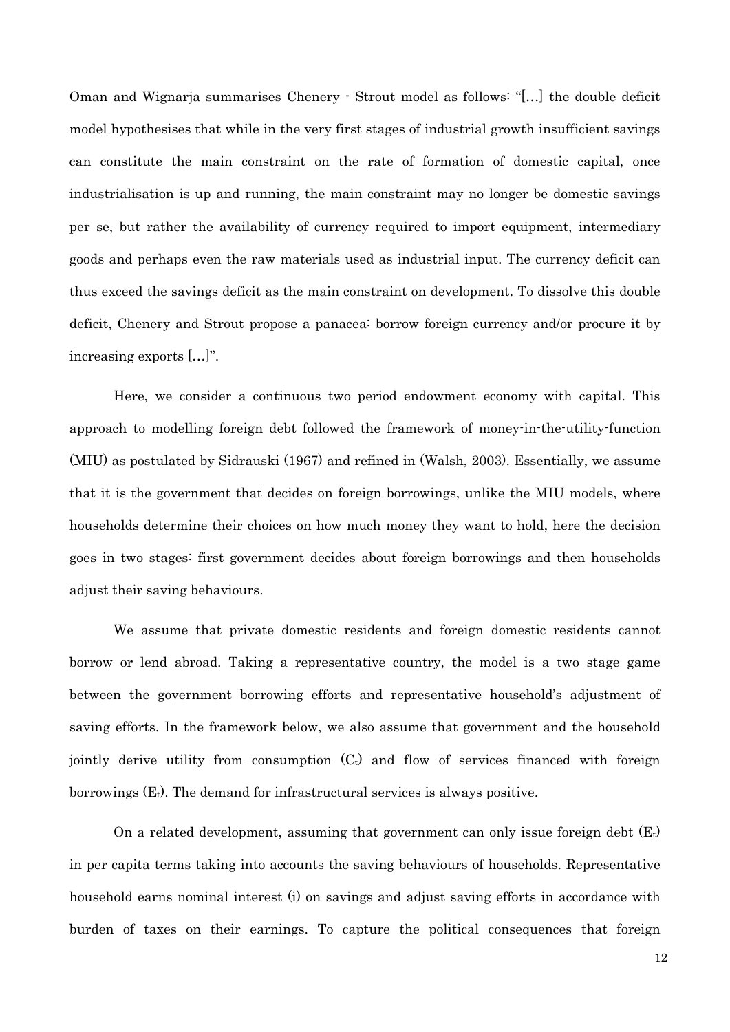Oman and Wignarja summarises Chenery - Strout model as follows: "[…] the double deficit model hypothesises that while in the very first stages of industrial growth insufficient savings can constitute the main constraint on the rate of formation of domestic capital, once industrialisation is up and running, the main constraint may no longer be domestic savings per se, but rather the availability of currency required to import equipment, intermediary goods and perhaps even the raw materials used as industrial input. The currency deficit can thus exceed the savings deficit as the main constraint on development. To dissolve this double deficit, Chenery and Strout propose a panacea: borrow foreign currency and/or procure it by increasing exports […]".

Here, we consider a continuous two period endowment economy with capital. This approach to modelling foreign debt followed the framework of money-in-the-utility-function (MIU) as postulated by Sidrauski (1967) and refined in (Walsh, 2003). Essentially, we assume that it is the government that decides on foreign borrowings, unlike the MIU models, where households determine their choices on how much money they want to hold, here the decision goes in two stages: first government decides about foreign borrowings and then households adjust their saving behaviours.

We assume that private domestic residents and foreign domestic residents cannot borrow or lend abroad. Taking a representative country, the model is a two stage game between the government borrowing efforts and representative household's adjustment of saving efforts. In the framework below, we also assume that government and the household jointly derive utility from consumption ($C_t$) and flow of services financed with foreign borrowings ($E_t$). The demand for infrastructural services is always positive.

On a related development, assuming that government can only issue foreign debt ($E_t$) in per capita terms taking into accounts the saving behaviours of households. Representative household earns nominal interest (i) on savings and adjust saving efforts in accordance with burden of taxes on their earnings. To capture the political consequences that foreign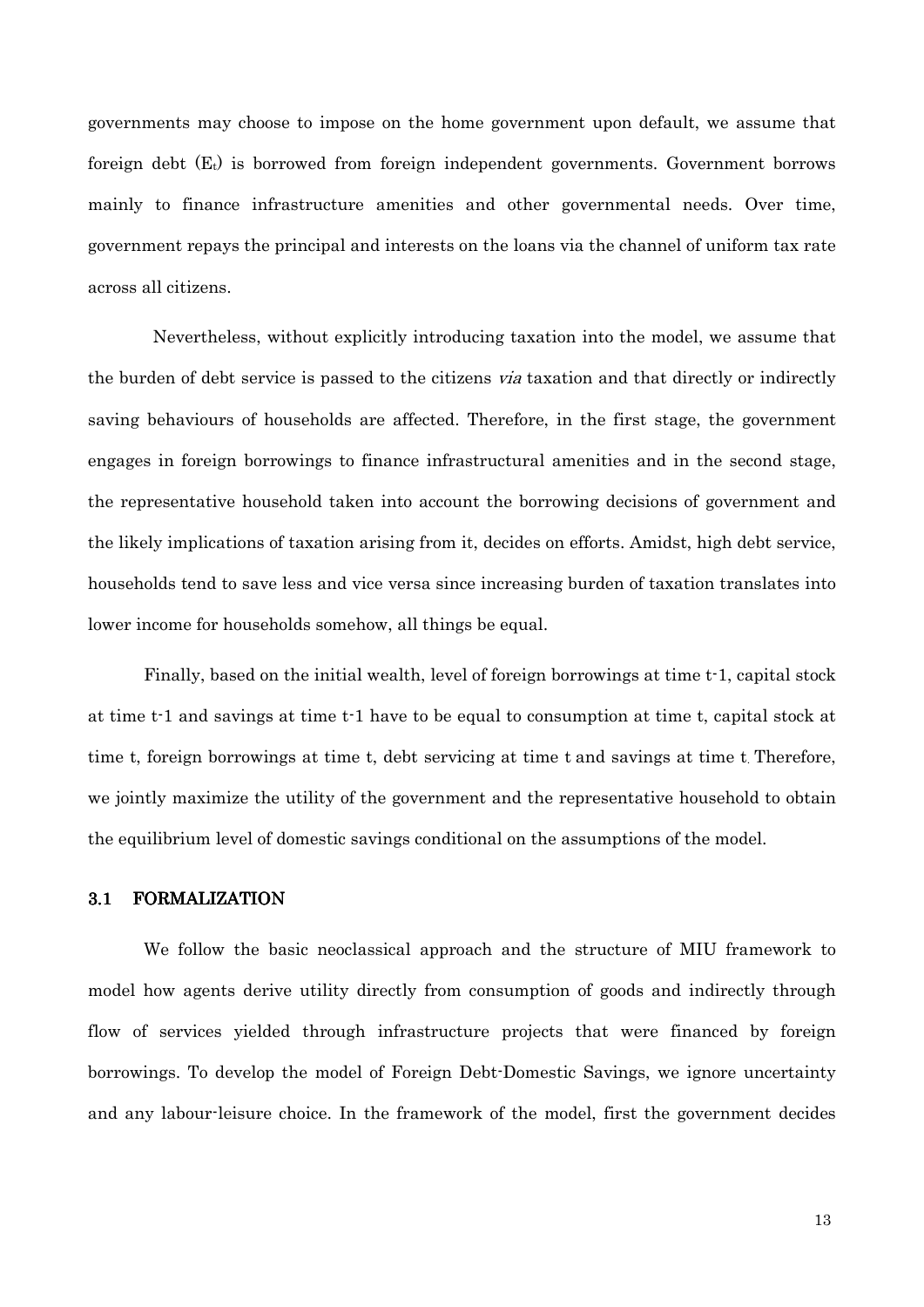governments may choose to impose on the home government upon default, we assume that foreign debt ($E_t$) is borrowed from foreign independent governments. Government borrows mainly to finance infrastructure amenities and other governmental needs. Over time, government repays the principal and interests on the loans via the channel of uniform tax rate across all citizens.

Nevertheless, without explicitly introducing taxation into the model, we assume that the burden of debt service is passed to the citizens *via* taxation and that directly or indirectly saving behaviours of households are affected. Therefore, in the first stage, the government engages in foreign borrowings to finance infrastructural amenities and in the second stage, the representative household taken into account the borrowing decisions of government and the likely implications of taxation arising from it, decides on efforts. Amidst, high debt service, households tend to save less and vice versa since increasing burden of taxation translates into lower income for households somehow, all things be equal.

Finally, based on the initial wealth, level of foreign borrowings at time t-1, capital stock at time t-1 and savings at time t-1 have to be equal to consumption at time t, capital stock at time t, foreign borrowings at time t, debt servicing at time t and savings at time t. Therefore, we jointly maximize the utility of the government and the representative household to obtain the equilibrium level of domestic savings conditional on the assumptions of the model.

### 3.1 FORMALIZATION

We follow the basic neoclassical approach and the structure of MIU framework to model how agents derive utility directly from consumption of goods and indirectly through flow of services yielded through infrastructure projects that were financed by foreign borrowings. To develop the model of Foreign Debt-Domestic Savings, we ignore uncertainty and any labour-leisure choice. In the framework of the model, first the government decides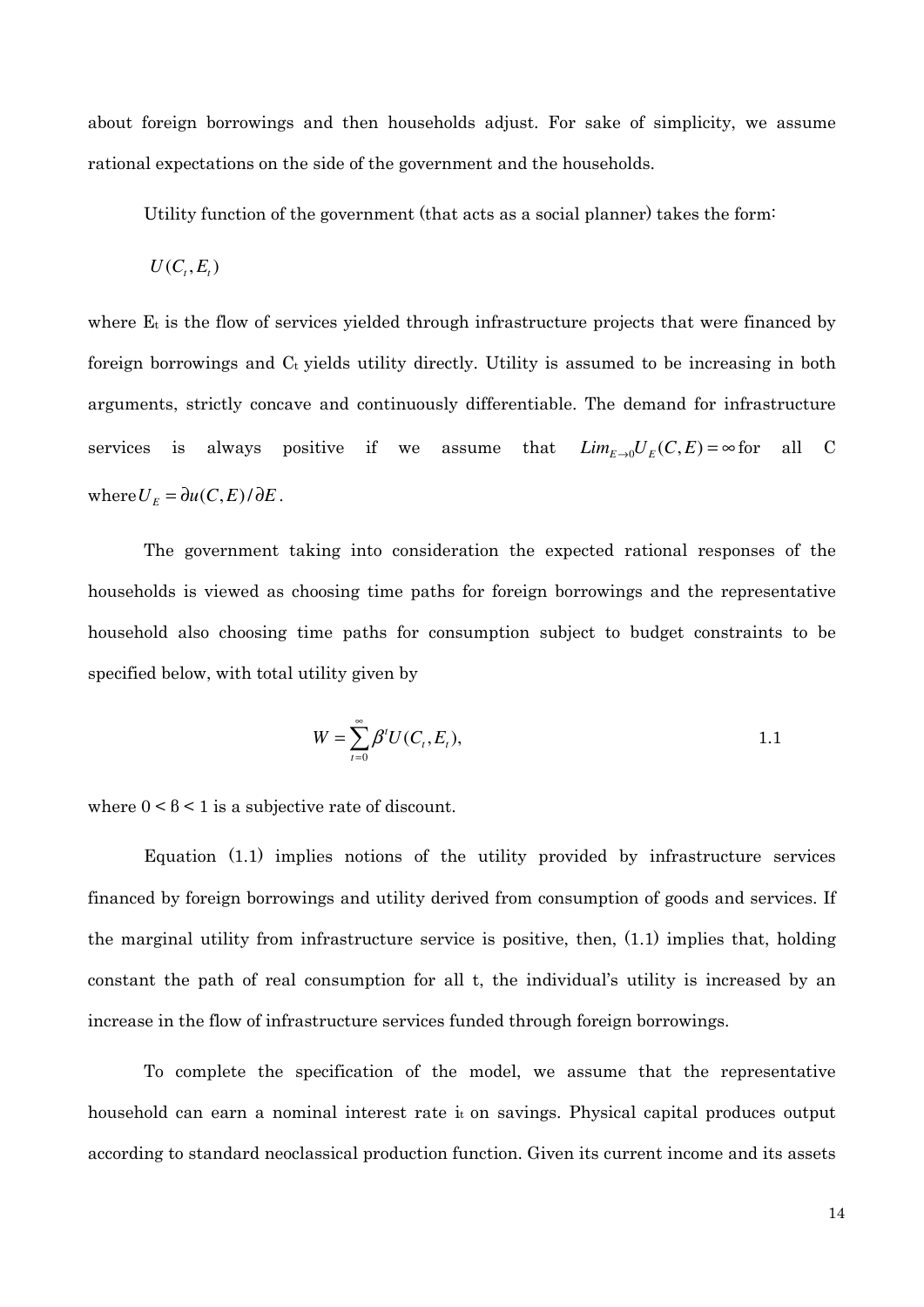about foreign borrowings and then households adjust. For sake of simplicity, we assume rational expectations on the side of the government and the households.

Utility function of the government (that acts as a social planner) takes the form:

$U(C_t, E_t)$

where $E_t$ is the flow of services yielded through infrastructure projects that were financed by foreign borrowings and $C_t$ yields utility directly. Utility is assumed to be increasing in both arguments, strictly concave and continuously differentiable. The demand for infrastructure services is always positive if we assume that $Lim_{E \to 0} U_E(C, E) = \infty$ for all C where $U_E = \partial u(C, E) / \partial E$.

The government taking into consideration the expected rational responses of the households is viewed as choosing time paths for foreign borrowings and the representative household also choosing time paths for consumption subject to budget constraints to be specified below, with total utility given by

$$W = \sum_{t=0}^{\infty} \beta^t U(C_t, E_t), \qquad 1.1$$

where $0 < \beta < 1$ is a subjective rate of discount.

Equation (1.1) implies notions of the utility provided by infrastructure services financed by foreign borrowings and utility derived from consumption of goods and services. If the marginal utility from infrastructure service is positive, then, (1.1) implies that, holding constant the path of real consumption for all t, the individual's utility is increased by an increase in the flow of infrastructure services funded through foreign borrowings.

To complete the specification of the model, we assume that the representative household can earn a nominal interest rate $i_t$ on savings. Physical capital produces output according to standard neoclassical production function. Given its current income and its assets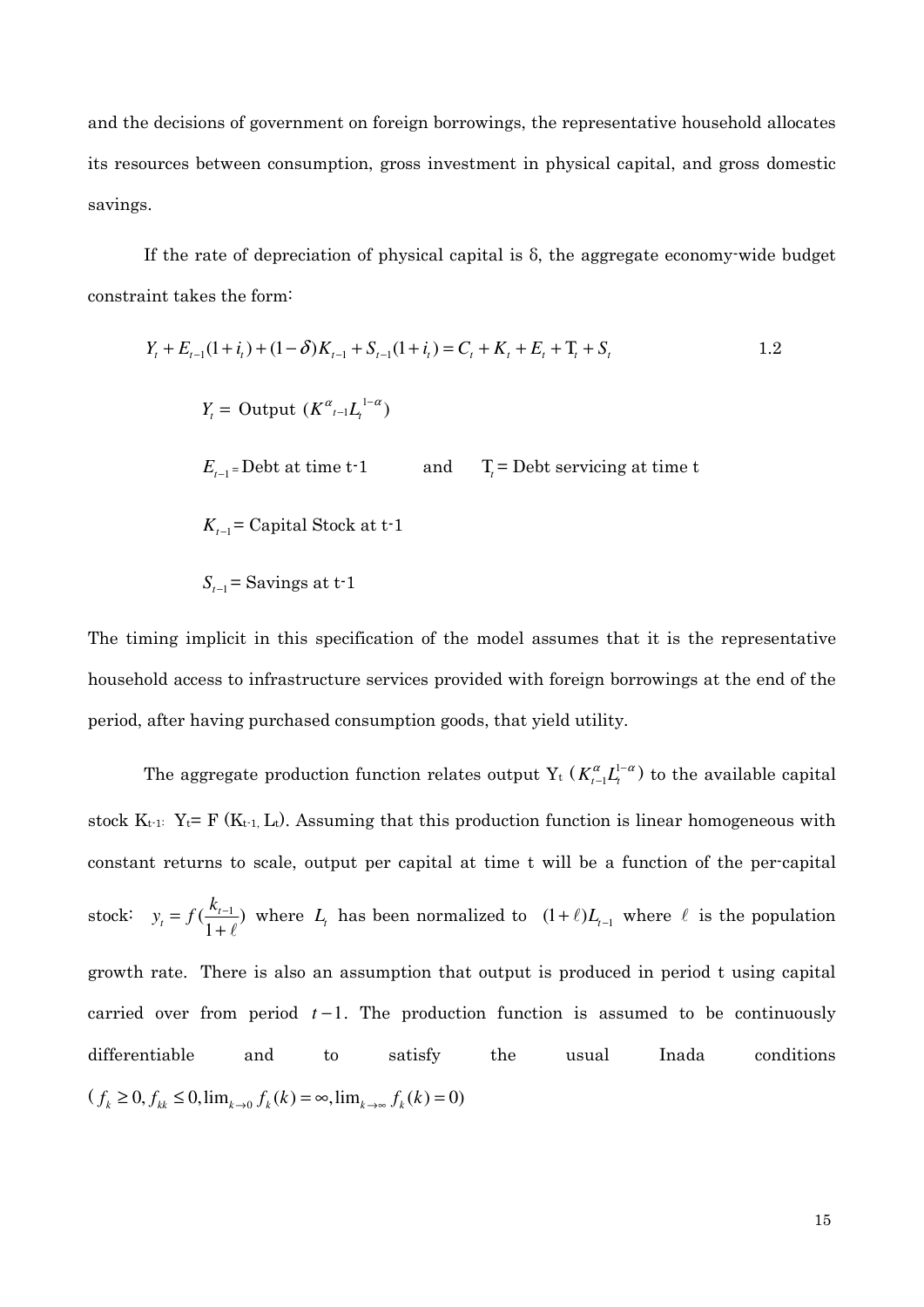and the decisions of government on foreign borrowings, the representative household allocates its resources between consumption, gross investment in physical capital, and gross domestic savings.

If the rate of depreciation of physical capital is δ, the aggregate economy-wide budget constraint takes the form:

$$Y_t + E_{t-1}(1+i_t) + (1-\delta)K_{t-1} + S_{t-1}(1+i_t) = C_t + K_t + E_t + \mathrm{T}_t + S_t \qquad 1.2$$

$Y_t =$ Output $(K^{\alpha}{}_{t-1}L_t{}^{1-\alpha})$

$E_{t-1}$ = Debt at time t-1 and $\mathrm{T}_t$ = Debt servicing at time t

$K_{t-1}$ = Capital Stock at t-1

$S_{t-1}$ = Savings at t-1

The timing implicit in this specification of the model assumes that it is the representative household access to infrastructure services provided with foreign borrowings at the end of the period, after having purchased consumption goods, that yield utility.

The aggregate production function relates output $Y_t$ $(K_{t-1}^{\alpha}L_t^{1-\alpha})$ to the available capital stock $K_{t-1}$: $Y_t = F(K_{t-1}, L_t)$. Assuming that this production function is linear homogeneous with constant returns to scale, output per capital at time t will be a function of the per-capital stock: $y_t = f(\frac{k_{t-1}}{1+\ell})$ where $L_t$ has been normalized to $(1+\ell)L_{t-1}$ where $\ell$ is the population growth rate. There is also an assumption that output is produced in period t using capital carried over from period $t-1$. The production function is assumed to be continuously differentiable and to satisfy the usual Inada conditions $(f_k \geq 0, f_{kk} \leq 0, \lim_{k\to 0} f_k(k) = \infty, \lim_{k\to\infty} f_k(k) = 0)$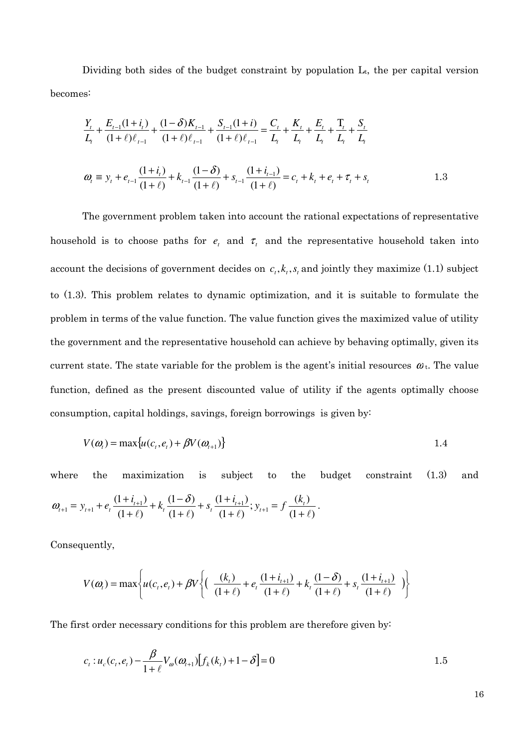Dividing both sides of the budget constraint by population $L_t$, the per capital version becomes:

$$\frac{Y_t}{L_t} + \frac{E_{t-1}(1+i_t)}{(1+\ell)\ell_{t-1}} + \frac{(1-\delta)K_{t-1}}{(1+\ell)\ell_{t-1}} + \frac{S_{t-1}(1+i)}{(1+\ell)\ell_{t-1}} = \frac{C_t}{L_t} + \frac{K_t}{L_t} + \frac{E_t}{L_t} + \frac{\mathrm{T}_t}{L_t} + \frac{S_t}{L_t}$$

$$\omega_t \equiv y_t + e_{t-1}\frac{(1+i_t)}{(1+\ell)} + k_{t-1}\frac{(1-\delta)}{(1+\ell)} + s_{t-1}\frac{(1+i_{t-1})}{(1+\ell)} = c_t + k_t + e_t + \tau_t + s_t \tag{1.3}$$

The government problem taken into account the rational expectations of representative household is to choose paths for $e_t$ and $\tau_t$ and the representative household taken into account the decisions of government decides on $c_t, k_t, s_t$ and jointly they maximize (1.1) subject to (1.3). This problem relates to dynamic optimization, and it is suitable to formulate the problem in terms of the value function. The value function gives the maximized value of utility the government and the representative household can achieve by behaving optimally, given its current state. The state variable for the problem is the agent's initial resources $\omega_t$. The value function, defined as the present discounted value of utility if the agents optimally choose consumption, capital holdings, savings, foreign borrowings is given by:

$$V(\omega_t) = \max\{u(c_t, e_t) + \beta V(\omega_{t+1})\} \tag{1.4}$$

where the maximization is subject to the budget constraint (1.3) and $\omega_{t+1} = y_{t+1} + e_t\frac{(1+i_{t+1})}{(1+\ell)} + k_t\frac{(1-\delta)}{(1+\ell)} + s_t\frac{(1+i_{t+1})}{(1+\ell)}; y_{t+1} = f\frac{(k_t)}{(1+\ell)}$.

Consequently,

$$V(\omega_t) = \max\left\{u(c_t, e_t) + \beta V\left\{\left(\frac{(k_t)}{(1+\ell)} + e_t\frac{(1+i_{t+1})}{(1+\ell)} + k_t\frac{(1-\delta)}{(1+\ell)} + s_t\frac{(1+i_{t+1})}{(1+\ell)}\right)\right\}\right.$$

The first order necessary conditions for this problem are therefore given by:

$$c_t : u_c(c_t, e_t) - \frac{\beta}{1+\ell}V_\omega(\omega_{t+1})[f_k(k_t) + 1 - \delta] = 0 \tag{1.5}$$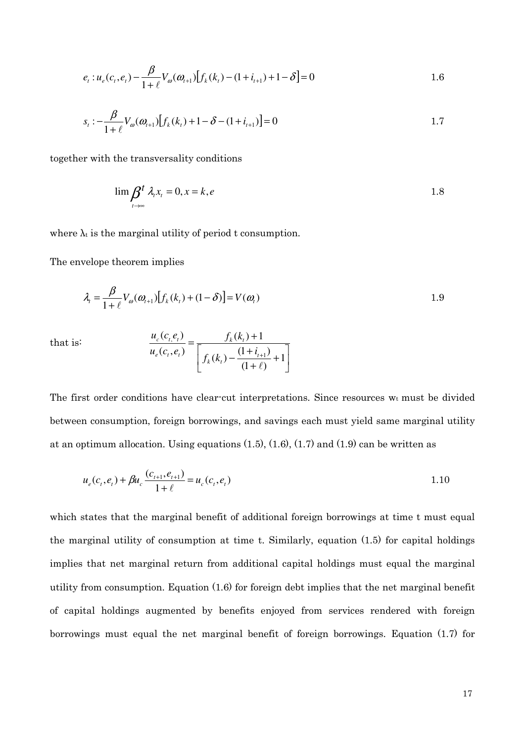$$e_t : u_e(c_t, e_t) - \frac{\beta}{1+\ell} V_\omega(\omega_{t+1})\left[f_k(k_t) - (1+i_{t+1}) + 1 - \delta\right] = 0 \tag{1.6}$$

$$s_t : -\frac{\beta}{1+\ell} V_\omega(\omega_{t+1})\left[f_k(k_t) + 1 - \delta - (1+i_{t+1})\right] = 0 \tag{1.7}$$

together with the transversality conditions

$$\lim_{t \to \infty} \beta^t \lambda_t x_t = 0, x = k, e \tag{1.8}$$

where $\lambda_t$ is the marginal utility of period t consumption.

The envelope theorem implies

$$\lambda_t = \frac{\beta}{1+\ell} V_\omega(\omega_{t+1})\left[f_k(k_t) + (1-\delta)\right] = V(\omega_t) \tag{1.9}$$

that is:

$$\frac{u_c(c_t, e_t)}{u_e(c_t, e_t)} = \frac{f_k(k_t) + 1}{\left[f_k(k_t) - \frac{(1+i_{t+1})}{(1+\ell)} + 1\right]}$$

The first order conditions have clear-cut interpretations. Since resources $w_t$ must be divided between consumption, foreign borrowings, and savings each must yield same marginal utility at an optimum allocation. Using equations (1.5), (1.6), (1.7) and (1.9) can be written as

$$u_e(c_t, e_t) + \beta u_c \frac{(c_{t+1}, e_{t+1})}{1+\ell} = u_c(c_t, e_t) \tag{1.10}$$

which states that the marginal benefit of additional foreign borrowings at time t must equal the marginal utility of consumption at time t. Similarly, equation (1.5) for capital holdings implies that net marginal return from additional capital holdings must equal the marginal utility from consumption. Equation (1.6) for foreign debt implies that the net marginal benefit of capital holdings augmented by benefits enjoyed from services rendered with foreign borrowings must equal the net marginal benefit of foreign borrowings. Equation (1.7) for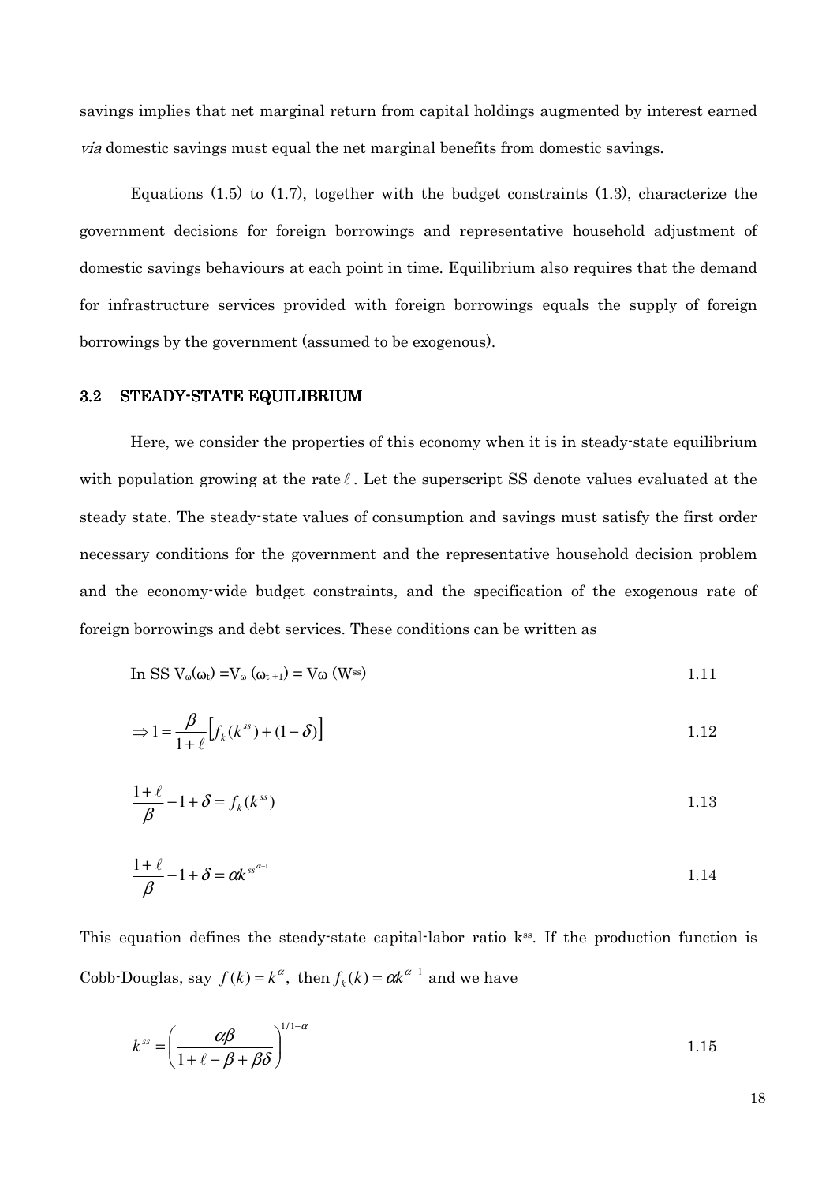savings implies that net marginal return from capital holdings augmented by interest earned *via* domestic savings must equal the net marginal benefits from domestic savings.

Equations (1.5) to (1.7), together with the budget constraints (1.3), characterize the government decisions for foreign borrowings and representative household adjustment of domestic savings behaviours at each point in time. Equilibrium also requires that the demand for infrastructure services provided with foreign borrowings equals the supply of foreign borrowings by the government (assumed to be exogenous).

### 3.2 STEADY-STATE EQUILIBRIUM

Here, we consider the properties of this economy when it is in steady-state equilibrium with population growing at the rate $\ell$. Let the superscript SS denote values evaluated at the steady state. The steady-state values of consumption and savings must satisfy the first order necessary conditions for the government and the representative household decision problem and the economy-wide budget constraints, and the specification of the exogenous rate of foreign borrowings and debt services. These conditions can be written as

$$\text{In SS } V_\omega(\omega_t) = V_\omega(\omega_{t+1}) = V\omega(W^{ss}) \tag{1.11}$$

$$\Rightarrow 1 = \frac{\beta}{1+\ell}\left[f_k(k^{ss}) + (1-\delta)\right] \tag{1.12}$$

$$\frac{1+\ell}{\beta} - 1 + \delta = f_k(k^{ss}) \tag{1.13}$$

$$\frac{1+\ell}{\beta} - 1 + \delta = \alpha k^{ss^{\alpha-1}} \tag{1.14}$$

This equation defines the steady-state capital-labor ratio $k^{ss}$. If the production function is Cobb-Douglas, say $f(k) = k^{\alpha}$, then $f_k(k) = \alpha k^{\alpha-1}$ and we have

$$k^{ss} = \left(\frac{\alpha\beta}{1+\ell-\beta+\beta\delta}\right)^{1/1-\alpha} \tag{1.15}$$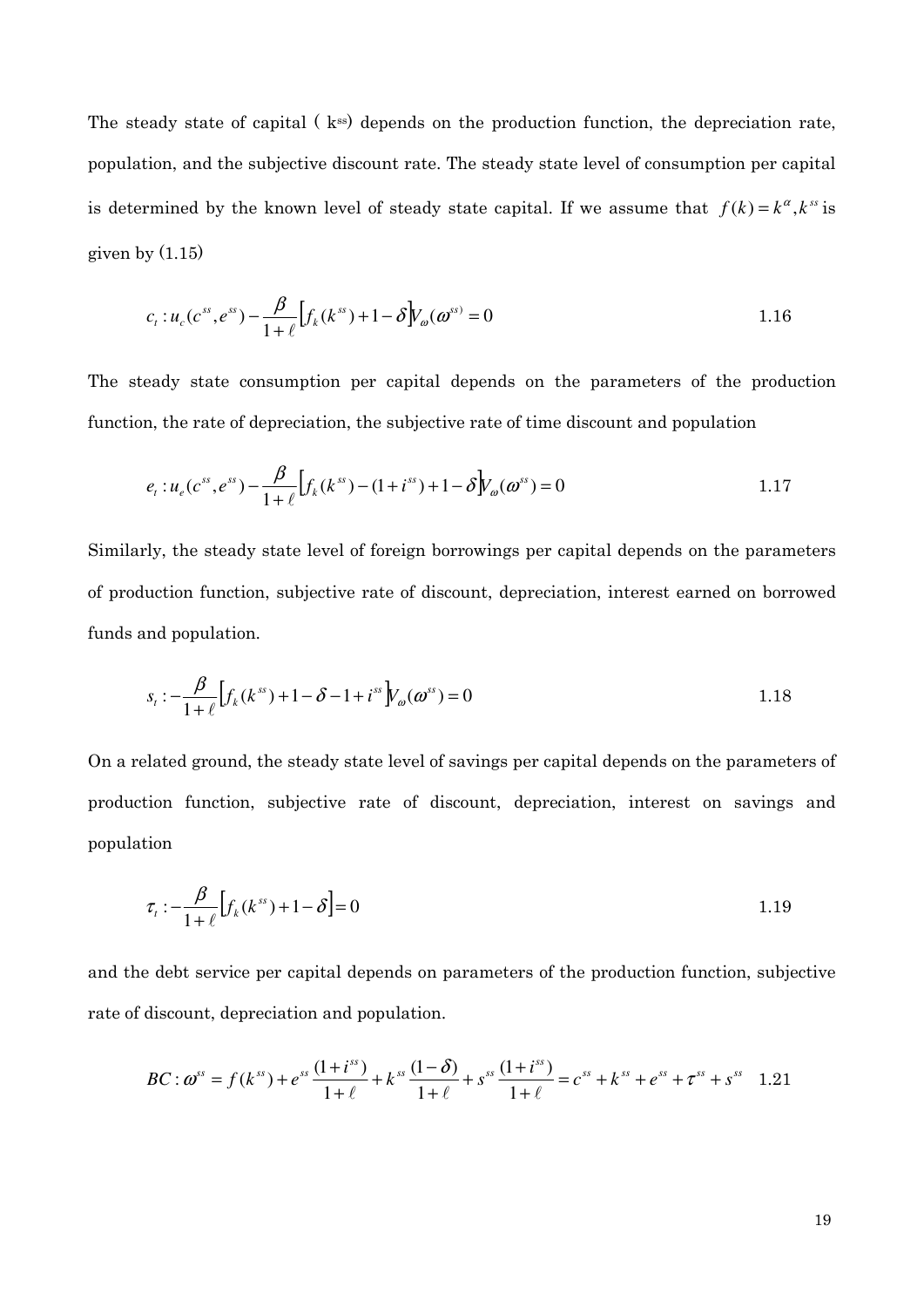The steady state of capital ( $k^{ss}$) depends on the production function, the depreciation rate, population, and the subjective discount rate. The steady state level of consumption per capital is determined by the known level of steady state capital. If we assume that $f(k) = k^{\alpha}, k^{ss}$ is given by (1.15)

$$c_t : u_c(c^{ss}, e^{ss}) - \frac{\beta}{1+\ell}\left[f_k(k^{ss}) + 1 - \delta\right]V_{\omega}(\omega^{ss)} = 0 \qquad 1.16$$

The steady state consumption per capital depends on the parameters of the production function, the rate of depreciation, the subjective rate of time discount and population

$$e_t : u_e(c^{ss}, e^{ss}) - \frac{\beta}{1+\ell}\left[f_k(k^{ss}) - (1+i^{ss}) + 1 - \delta\right]V_{\omega}(\omega^{ss}) = 0 \qquad 1.17$$

Similarly, the steady state level of foreign borrowings per capital depends on the parameters of production function, subjective rate of discount, depreciation, interest earned on borrowed funds and population.

$$s_t : -\frac{\beta}{1+\ell}\left[f_k(k^{ss}) + 1 - \delta - 1 + i^{ss}\right]V_{\omega}(\omega^{ss}) = 0 \qquad 1.18$$

On a related ground, the steady state level of savings per capital depends on the parameters of production function, subjective rate of discount, depreciation, interest on savings and population

$$\tau_t : -\frac{\beta}{1+\ell}\left[f_k(k^{ss}) + 1 - \delta\right] = 0 \qquad 1.19$$

and the debt service per capital depends on parameters of the production function, subjective rate of discount, depreciation and population.

$$BC : \omega^{ss} = f(k^{ss}) + e^{ss}\frac{(1+i^{ss})}{1+\ell} + k^{ss}\frac{(1-\delta)}{1+\ell} + s^{ss}\frac{(1+i^{ss})}{1+\ell} = c^{ss} + k^{ss} + e^{ss} + \tau^{ss} + s^{ss} \quad 1.21$$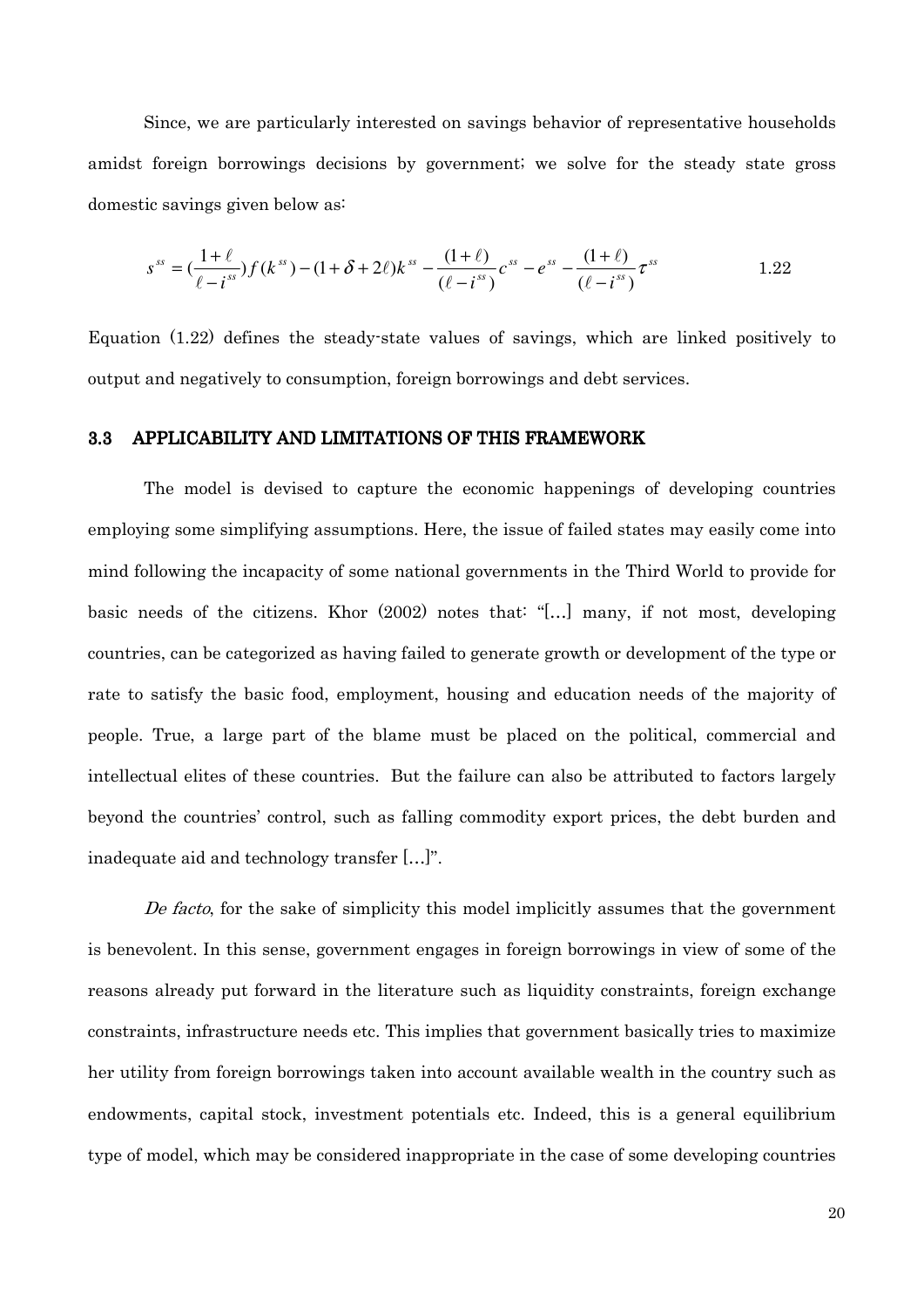Since, we are particularly interested on savings behavior of representative households amidst foreign borrowings decisions by government; we solve for the steady state gross domestic savings given below as:

$$s^{ss} = (\frac{1+\ell}{\ell - i^{ss}})f(k^{ss}) - (1+\delta+2\ell)k^{ss} - \frac{(1+\ell)}{(\ell - i^{ss})}c^{ss} - e^{ss} - \frac{(1+\ell)}{(\ell - i^{ss})}\tau^{ss} \qquad 1.22$$

Equation (1.22) defines the steady-state values of savings, which are linked positively to output and negatively to consumption, foreign borrowings and debt services.

### 3.3 APPLICABILITY AND LIMITATIONS OF THIS FRAMEWORK

The model is devised to capture the economic happenings of developing countries employing some simplifying assumptions. Here, the issue of failed states may easily come into mind following the incapacity of some national governments in the Third World to provide for basic needs of the citizens. Khor (2002) notes that: "[…] many, if not most, developing countries, can be categorized as having failed to generate growth or development of the type or rate to satisfy the basic food, employment, housing and education needs of the majority of people. True, a large part of the blame must be placed on the political, commercial and intellectual elites of these countries. But the failure can also be attributed to factors largely beyond the countries' control, such as falling commodity export prices, the debt burden and inadequate aid and technology transfer […]".

*De facto*, for the sake of simplicity this model implicitly assumes that the government is benevolent. In this sense, government engages in foreign borrowings in view of some of the reasons already put forward in the literature such as liquidity constraints, foreign exchange constraints, infrastructure needs etc. This implies that government basically tries to maximize her utility from foreign borrowings taken into account available wealth in the country such as endowments, capital stock, investment potentials etc. Indeed, this is a general equilibrium type of model, which may be considered inappropriate in the case of some developing countries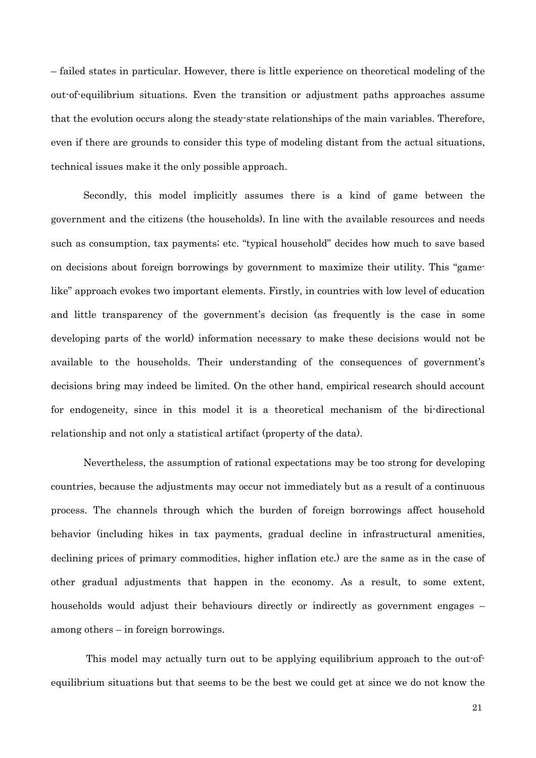– failed states in particular. However, there is little experience on theoretical modeling of the out-of-equilibrium situations. Even the transition or adjustment paths approaches assume that the evolution occurs along the steady-state relationships of the main variables. Therefore, even if there are grounds to consider this type of modeling distant from the actual situations, technical issues make it the only possible approach.

Secondly, this model implicitly assumes there is a kind of game between the government and the citizens (the households). In line with the available resources and needs such as consumption, tax payments; etc. "typical household" decides how much to save based on decisions about foreign borrowings by government to maximize their utility. This "game-like" approach evokes two important elements. Firstly, in countries with low level of education and little transparency of the government's decision (as frequently is the case in some developing parts of the world) information necessary to make these decisions would not be available to the households. Their understanding of the consequences of government's decisions bring may indeed be limited. On the other hand, empirical research should account for endogeneity, since in this model it is a theoretical mechanism of the bi-directional relationship and not only a statistical artifact (property of the data).

Nevertheless, the assumption of rational expectations may be too strong for developing countries, because the adjustments may occur not immediately but as a result of a continuous process. The channels through which the burden of foreign borrowings affect household behavior (including hikes in tax payments, gradual decline in infrastructural amenities, declining prices of primary commodities, higher inflation etc.) are the same as in the case of other gradual adjustments that happen in the economy. As a result, to some extent, households would adjust their behaviours directly or indirectly as government engages – among others – in foreign borrowings.

This model may actually turn out to be applying equilibrium approach to the out-of-equilibrium situations but that seems to be the best we could get at since we do not know the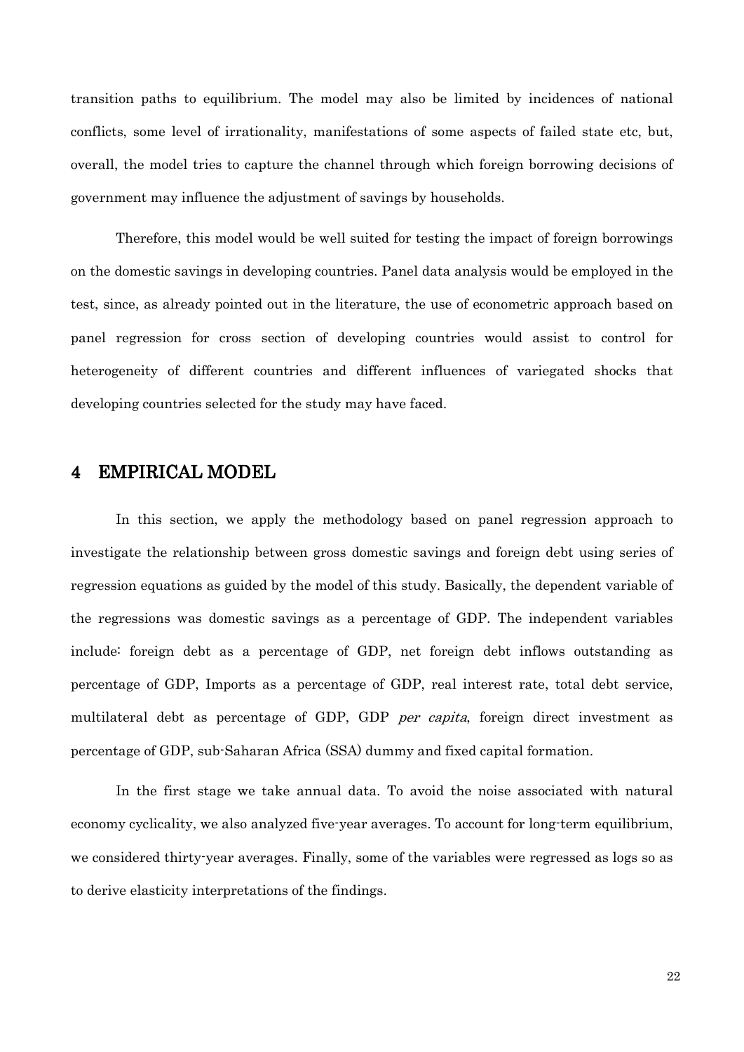transition paths to equilibrium. The model may also be limited by incidences of national conflicts, some level of irrationality, manifestations of some aspects of failed state etc, but, overall, the model tries to capture the channel through which foreign borrowing decisions of government may influence the adjustment of savings by households.

Therefore, this model would be well suited for testing the impact of foreign borrowings on the domestic savings in developing countries. Panel data analysis would be employed in the test, since, as already pointed out in the literature, the use of econometric approach based on panel regression for cross section of developing countries would assist to control for heterogeneity of different countries and different influences of variegated shocks that developing countries selected for the study may have faced.

# 4 EMPIRICAL MODEL

In this section, we apply the methodology based on panel regression approach to investigate the relationship between gross domestic savings and foreign debt using series of regression equations as guided by the model of this study. Basically, the dependent variable of the regressions was domestic savings as a percentage of GDP. The independent variables include: foreign debt as a percentage of GDP, net foreign debt inflows outstanding as percentage of GDP, Imports as a percentage of GDP, real interest rate, total debt service, multilateral debt as percentage of GDP, GDP *per capita*, foreign direct investment as percentage of GDP, sub-Saharan Africa (SSA) dummy and fixed capital formation.

In the first stage we take annual data. To avoid the noise associated with natural economy cyclicality, we also analyzed five-year averages. To account for long-term equilibrium, we considered thirty-year averages. Finally, some of the variables were regressed as logs so as to derive elasticity interpretations of the findings.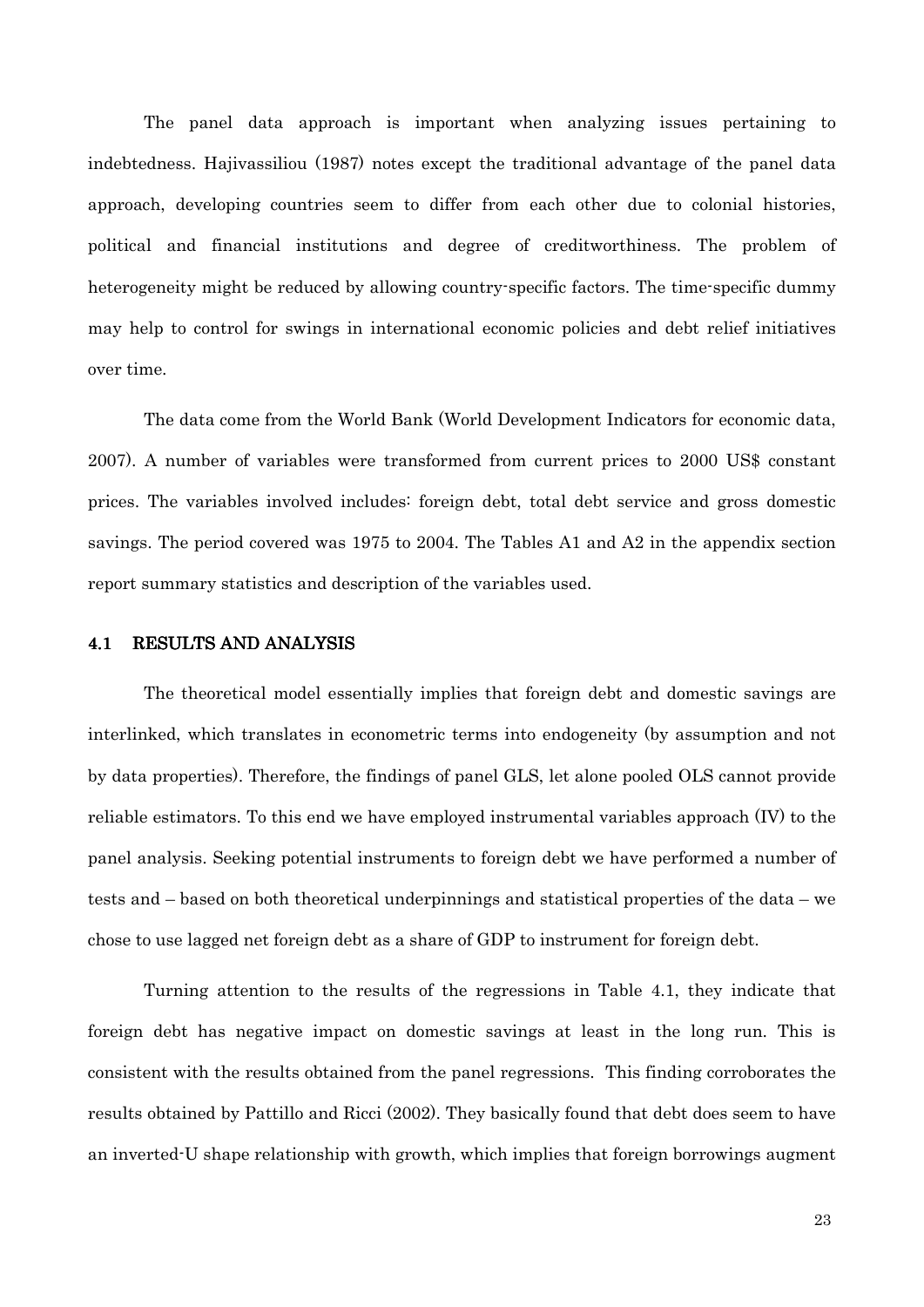The panel data approach is important when analyzing issues pertaining to indebtedness. Hajivassiliou (1987) notes except the traditional advantage of the panel data approach, developing countries seem to differ from each other due to colonial histories, political and financial institutions and degree of creditworthiness. The problem of heterogeneity might be reduced by allowing country-specific factors. The time-specific dummy may help to control for swings in international economic policies and debt relief initiatives over time.

The data come from the World Bank (World Development Indicators for economic data, 2007). A number of variables were transformed from current prices to 2000 US$ constant prices. The variables involved includes: foreign debt, total debt service and gross domestic savings. The period covered was 1975 to 2004. The Tables A1 and A2 in the appendix section report summary statistics and description of the variables used.

### 4.1 RESULTS AND ANALYSIS

The theoretical model essentially implies that foreign debt and domestic savings are interlinked, which translates in econometric terms into endogeneity (by assumption and not by data properties). Therefore, the findings of panel GLS, let alone pooled OLS cannot provide reliable estimators. To this end we have employed instrumental variables approach (IV) to the panel analysis. Seeking potential instruments to foreign debt we have performed a number of tests and – based on both theoretical underpinnings and statistical properties of the data – we chose to use lagged net foreign debt as a share of GDP to instrument for foreign debt.

Turning attention to the results of the regressions in Table 4.1, they indicate that foreign debt has negative impact on domestic savings at least in the long run. This is consistent with the results obtained from the panel regressions. This finding corroborates the results obtained by Pattillo and Ricci (2002). They basically found that debt does seem to have an inverted-U shape relationship with growth, which implies that foreign borrowings augment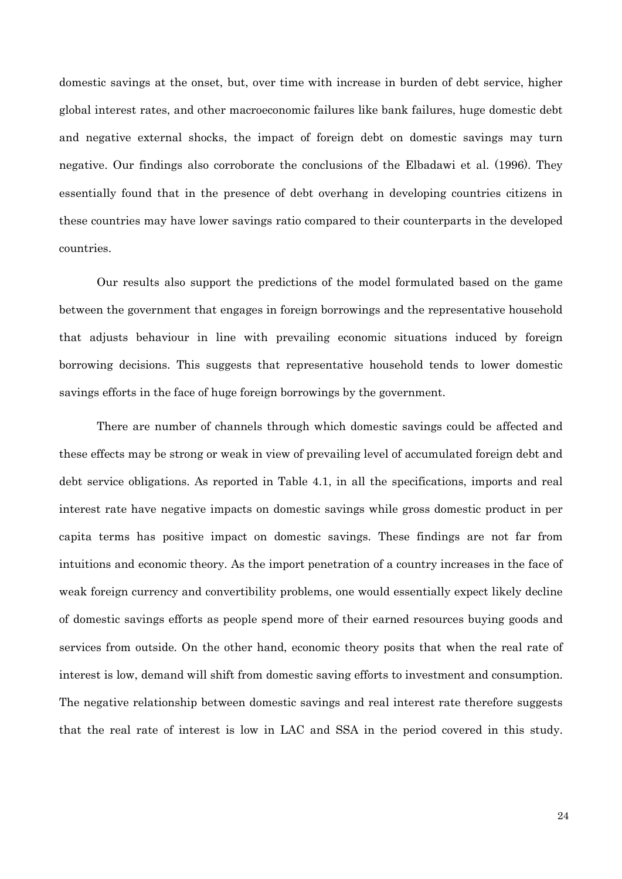domestic savings at the onset, but, over time with increase in burden of debt service, higher global interest rates, and other macroeconomic failures like bank failures, huge domestic debt and negative external shocks, the impact of foreign debt on domestic savings may turn negative. Our findings also corroborate the conclusions of the Elbadawi et al. (1996). They essentially found that in the presence of debt overhang in developing countries citizens in these countries may have lower savings ratio compared to their counterparts in the developed countries.

Our results also support the predictions of the model formulated based on the game between the government that engages in foreign borrowings and the representative household that adjusts behaviour in line with prevailing economic situations induced by foreign borrowing decisions. This suggests that representative household tends to lower domestic savings efforts in the face of huge foreign borrowings by the government.

There are number of channels through which domestic savings could be affected and these effects may be strong or weak in view of prevailing level of accumulated foreign debt and debt service obligations. As reported in Table 4.1, in all the specifications, imports and real interest rate have negative impacts on domestic savings while gross domestic product in per capita terms has positive impact on domestic savings. These findings are not far from intuitions and economic theory. As the import penetration of a country increases in the face of weak foreign currency and convertibility problems, one would essentially expect likely decline of domestic savings efforts as people spend more of their earned resources buying goods and services from outside. On the other hand, economic theory posits that when the real rate of interest is low, demand will shift from domestic saving efforts to investment and consumption. The negative relationship between domestic savings and real interest rate therefore suggests that the real rate of interest is low in LAC and SSA in the period covered in this study.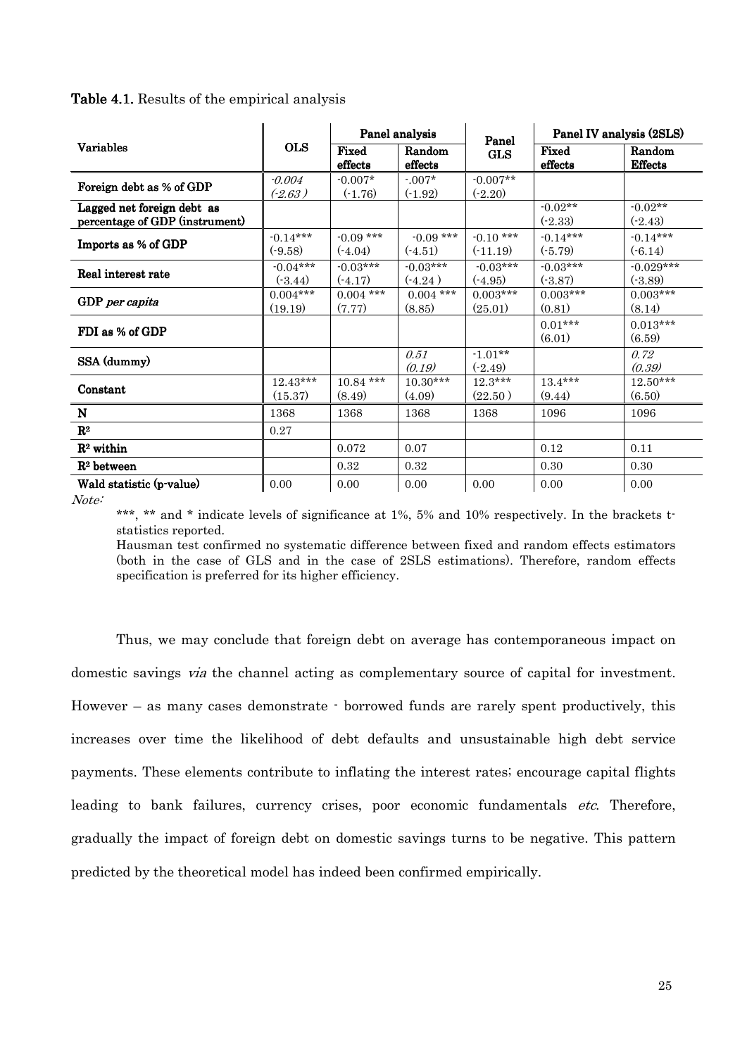**Table 4.1.** Results of the empirical analysis

| Variables | OLS | Panel analysis | | Panel GLS | Panel IV analysis (2SLS) | |
|---|---|---|---|---|---|---|
| | | Fixed effects | Random effects | | Fixed effects | Random Effects |
| **Foreign debt as % of GDP** | *-0.004* *(-2.63 )* | -0.007* (-1.76) | -.007* (-1.92) | -0.007** (-2.20) | | |
| **Lagged net foreign debt as percentage of GDP (instrument)** | | | | | -0.02** (-2.33) | -0.02** (-2.43) |
| **Imports as % of GDP** | -0.14*** (-9.58) | -0.09 *** (-4.04) | -0.09 *** (-4.51) | -0.10 *** (-11.19) | -0.14*** (-5.79) | -0.14*** (-6.14) |
| **Real interest rate** | -0.04*** (-3.44) | -0.03*** (-4.17) | -0.03*** (-4.24 ) | -0.03*** (-4.95) | -0.03*** (-3.87) | -0.029*** (-3.89) |
| **GDP *per capita*** | 0.004*** (19.19) | 0.004 *** (7.77) | 0.004 *** (8.85) | 0.003*** (25.01) | 0.003*** (0.81) | 0.003*** (8.14) |
| **FDI as % of GDP** | | | | | 0.01*** (6.01) | 0.013*** (6.59) |
| **SSA (dummy)** | | | *0.51* *(0.19)* | -1.01** (-2.49) | | *0.72* *(0.39)* |
| **Constant** | 12.43*** (15.37) | 10.84 *** (8.49) | 10.30*** (4.09) | 12.3*** (22.50 ) | 13.4*** (9.44) | 12.50*** (6.50) |
| **N** | 1368 | 1368 | 1368 | 1368 | 1096 | 1096 |
| **$R^2$** | 0.27 | | | | | |
| **$R^2$ within** | | 0.072 | 0.07 | | 0.12 | 0.11 |
| **$R^2$ between** | | 0.32 | 0.32 | | 0.30 | 0.30 |
| **Wald statistic (p-value)** | 0.00 | 0.00 | 0.00 | 0.00 | 0.00 | 0.00 |

*Note:*

***, ** and * indicate levels of significance at 1%, 5% and 10% respectively. In the brackets t-statistics reported.

Hausman test confirmed no systematic difference between fixed and random effects estimators (both in the case of GLS and in the case of 2SLS estimations). Therefore, random effects specification is preferred for its higher efficiency.

Thus, we may conclude that foreign debt on average has contemporaneous impact on domestic savings *via* the channel acting as complementary source of capital for investment. However – as many cases demonstrate - borrowed funds are rarely spent productively, this increases over time the likelihood of debt defaults and unsustainable high debt service payments. These elements contribute to inflating the interest rates; encourage capital flights leading to bank failures, currency crises, poor economic fundamentals *etc*. Therefore, gradually the impact of foreign debt on domestic savings turns to be negative. This pattern predicted by the theoretical model has indeed been confirmed empirically.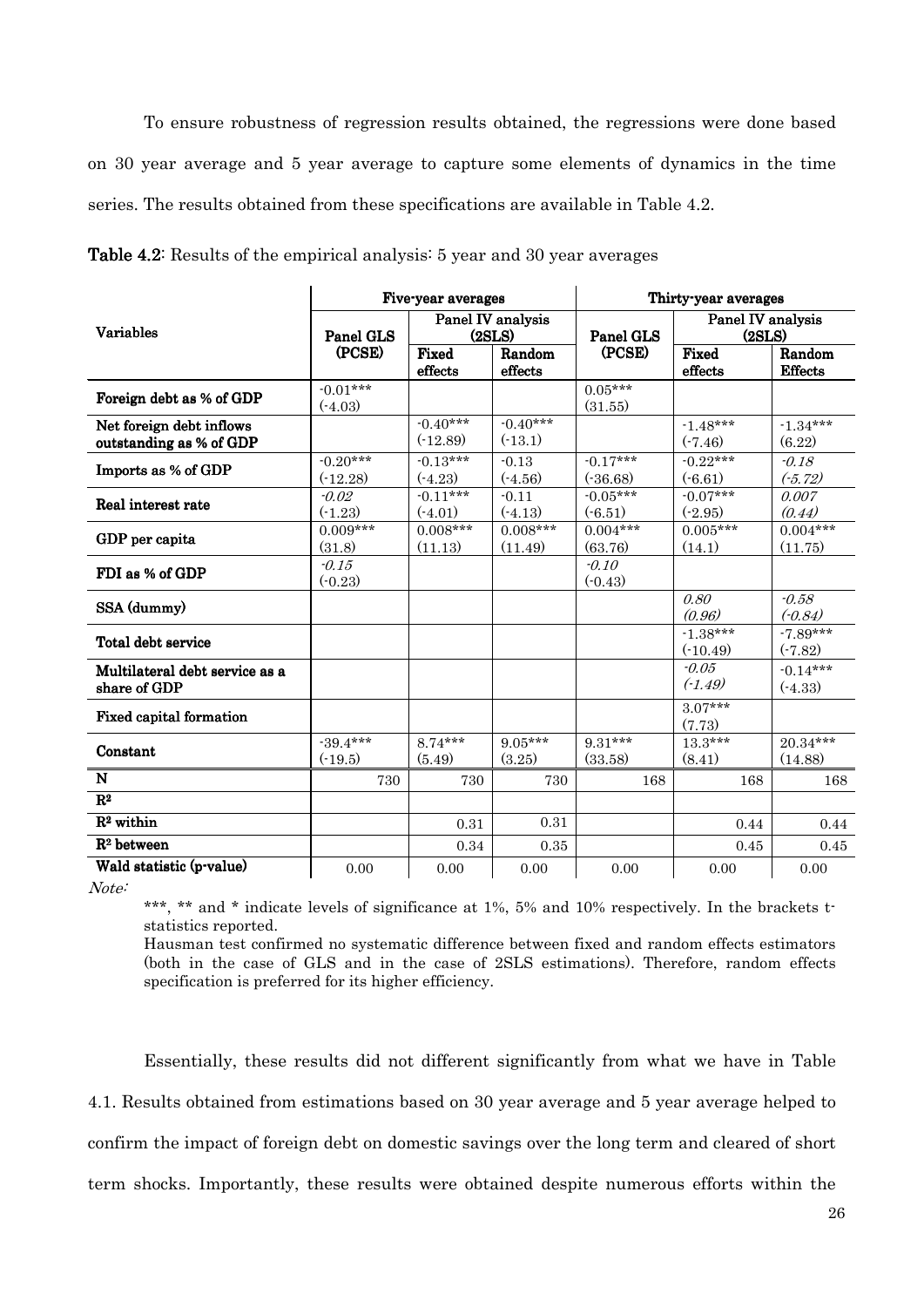To ensure robustness of regression results obtained, the regressions were done based on 30 year average and 5 year average to capture some elements of dynamics in the time series. The results obtained from these specifications are available in Table 4.2.

**Table 4.2**: Results of the empirical analysis: 5 year and 30 year averages

| Variables | Five-year averages | | | Thirty-year averages | | |
|---|---|---|---|---|---|---|
| | Panel GLS (PCSE) | Panel IV analysis (2SLS) | | Panel GLS (PCSE) | Panel IV analysis (2SLS) | |
| | | Fixed effects | Random effects | | Fixed effects | Random Effects |
| **Foreign debt as % of GDP** | -0.01*** (-4.03) | | | 0.05*** (31.55) | | |
| **Net foreign debt inflows outstanding as % of GDP** | | -0.40*** (-12.89) | -0.40*** (-13.1) | | -1.48*** (-7.46) | -1.34*** (6.22) |
| **Imports as % of GDP** | -0.20*** (-12.28) | -0.13*** (-4.23) | -0.13 (-4.56) | -0.17*** (-36.68) | -0.22*** (-6.61) | *-0.18* *(-5.72)* |
| **Real interest rate** | *-0.02* (-1.23) | -0.11*** (-4.01) | -0.11 (-4.13) | -0.05*** (-6.51) | -0.07*** (-2.95) | *0.007* *(0.44)* |
| **GDP per capita** | 0.009*** (31.8) | 0.008*** (11.13) | 0.008*** (11.49) | 0.004*** (63.76) | 0.005*** (14.1) | 0.004*** (11.75) |
| **FDI as % of GDP** | *-0.15* (-0.23) | | | *-0.10* (-0.43) | | |
| **SSA (dummy)** | | | | | *0.80* *(0.96)* | *-0.58* *(-0.84)* |
| **Total debt service** | | | | | -1.38*** (-10.49) | -7.89*** (-7.82) |
| **Multilateral debt service as a share of GDP** | | | | | *-0.05* *(-1.49)* | -0.14*** (-4.33) |
| **Fixed capital formation** | | | | | 3.07*** (7.73) | |
| **Constant** | -39.4*** (-19.5) | 8.74*** (5.49) | 9.05*** (3.25) | 9.31*** (33.58) | 13.3*** (8.41) | 20.34*** (14.88) |
| **N** | 730 | 730 | 730 | 168 | 168 | 168 |
| **$R^2$** | | | | | | |
| **$R^2$ within** | | 0.31 | 0.31 | | 0.44 | 0.44 |
| **$R^2$ between** | | 0.34 | 0.35 | | 0.45 | 0.45 |
| **Wald statistic (p-value)** | 0.00 | 0.00 | 0.00 | 0.00 | 0.00 | 0.00 |

*Note:*

***, ** and * indicate levels of significance at 1%, 5% and 10% respectively. In the brackets t-statistics reported.

Hausman test confirmed no systematic difference between fixed and random effects estimators (both in the case of GLS and in the case of 2SLS estimations). Therefore, random effects specification is preferred for its higher efficiency.

Essentially, these results did not different significantly from what we have in Table 4.1. Results obtained from estimations based on 30 year average and 5 year average helped to confirm the impact of foreign debt on domestic savings over the long term and cleared of short term shocks. Importantly, these results were obtained despite numerous efforts within the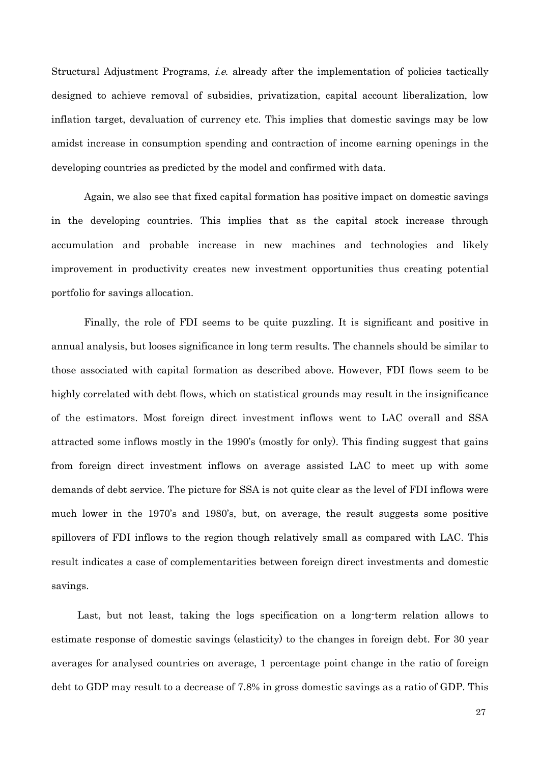Structural Adjustment Programs, *i.e.* already after the implementation of policies tactically designed to achieve removal of subsidies, privatization, capital account liberalization, low inflation target, devaluation of currency etc. This implies that domestic savings may be low amidst increase in consumption spending and contraction of income earning openings in the developing countries as predicted by the model and confirmed with data.

Again, we also see that fixed capital formation has positive impact on domestic savings in the developing countries. This implies that as the capital stock increase through accumulation and probable increase in new machines and technologies and likely improvement in productivity creates new investment opportunities thus creating potential portfolio for savings allocation.

Finally, the role of FDI seems to be quite puzzling. It is significant and positive in annual analysis, but looses significance in long term results. The channels should be similar to those associated with capital formation as described above. However, FDI flows seem to be highly correlated with debt flows, which on statistical grounds may result in the insignificance of the estimators. Most foreign direct investment inflows went to LAC overall and SSA attracted some inflows mostly in the 1990's (mostly for only). This finding suggest that gains from foreign direct investment inflows on average assisted LAC to meet up with some demands of debt service. The picture for SSA is not quite clear as the level of FDI inflows were much lower in the 1970's and 1980's, but, on average, the result suggests some positive spillovers of FDI inflows to the region though relatively small as compared with LAC. This result indicates a case of complementarities between foreign direct investments and domestic savings.

Last, but not least, taking the logs specification on a long-term relation allows to estimate response of domestic savings (elasticity) to the changes in foreign debt. For 30 year averages for analysed countries on average, 1 percentage point change in the ratio of foreign debt to GDP may result to a decrease of 7.8% in gross domestic savings as a ratio of GDP. This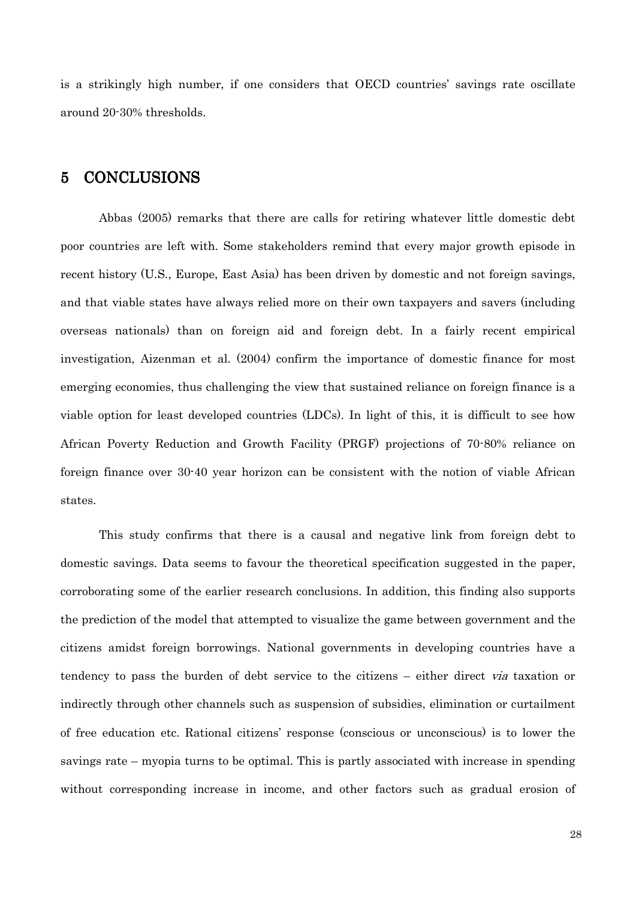is a strikingly high number, if one considers that OECD countries' savings rate oscillate around 20-30% thresholds.

# 5 CONCLUSIONS

Abbas (2005) remarks that there are calls for retiring whatever little domestic debt poor countries are left with. Some stakeholders remind that every major growth episode in recent history (U.S., Europe, East Asia) has been driven by domestic and not foreign savings, and that viable states have always relied more on their own taxpayers and savers (including overseas nationals) than on foreign aid and foreign debt. In a fairly recent empirical investigation, Aizenman et al. (2004) confirm the importance of domestic finance for most emerging economies, thus challenging the view that sustained reliance on foreign finance is a viable option for least developed countries (LDCs). In light of this, it is difficult to see how African Poverty Reduction and Growth Facility (PRGF) projections of 70-80% reliance on foreign finance over 30-40 year horizon can be consistent with the notion of viable African states.

This study confirms that there is a causal and negative link from foreign debt to domestic savings. Data seems to favour the theoretical specification suggested in the paper, corroborating some of the earlier research conclusions. In addition, this finding also supports the prediction of the model that attempted to visualize the game between government and the citizens amidst foreign borrowings. National governments in developing countries have a tendency to pass the burden of debt service to the citizens – either direct *via* taxation or indirectly through other channels such as suspension of subsidies, elimination or curtailment of free education etc. Rational citizens' response (conscious or unconscious) is to lower the savings rate – myopia turns to be optimal. This is partly associated with increase in spending without corresponding increase in income, and other factors such as gradual erosion of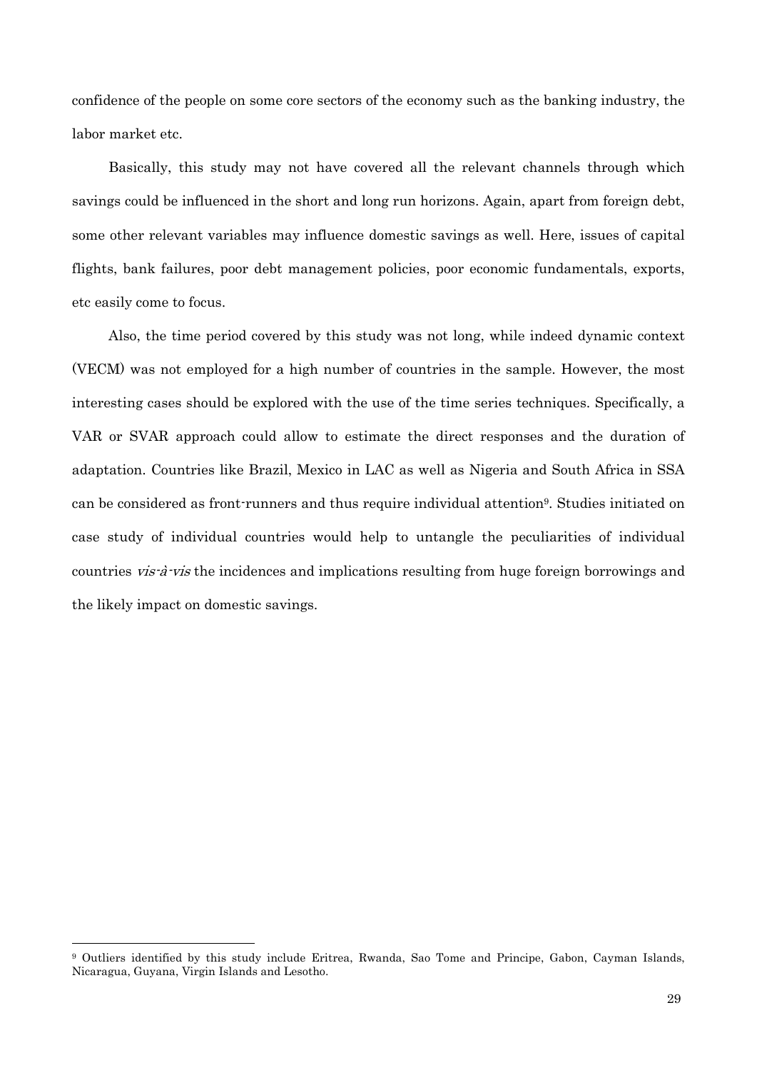confidence of the people on some core sectors of the economy such as the banking industry, the labor market etc.

Basically, this study may not have covered all the relevant channels through which savings could be influenced in the short and long run horizons. Again, apart from foreign debt, some other relevant variables may influence domestic savings as well. Here, issues of capital flights, bank failures, poor debt management policies, poor economic fundamentals, exports, etc easily come to focus.

Also, the time period covered by this study was not long, while indeed dynamic context (VECM) was not employed for a high number of countries in the sample. However, the most interesting cases should be explored with the use of the time series techniques. Specifically, a VAR or SVAR approach could allow to estimate the direct responses and the duration of adaptation. Countries like Brazil, Mexico in LAC as well as Nigeria and South Africa in SSA can be considered as front-runners and thus require individual attention[9]. Studies initiated on case study of individual countries would help to untangle the peculiarities of individual countries *vis-à-vis* the incidences and implications resulting from huge foreign borrowings and the likely impact on domestic savings.

[9] Outliers identified by this study include Eritrea, Rwanda, Sao Tome and Principe, Gabon, Cayman Islands, Nicaragua, Guyana, Virgin Islands and Lesotho.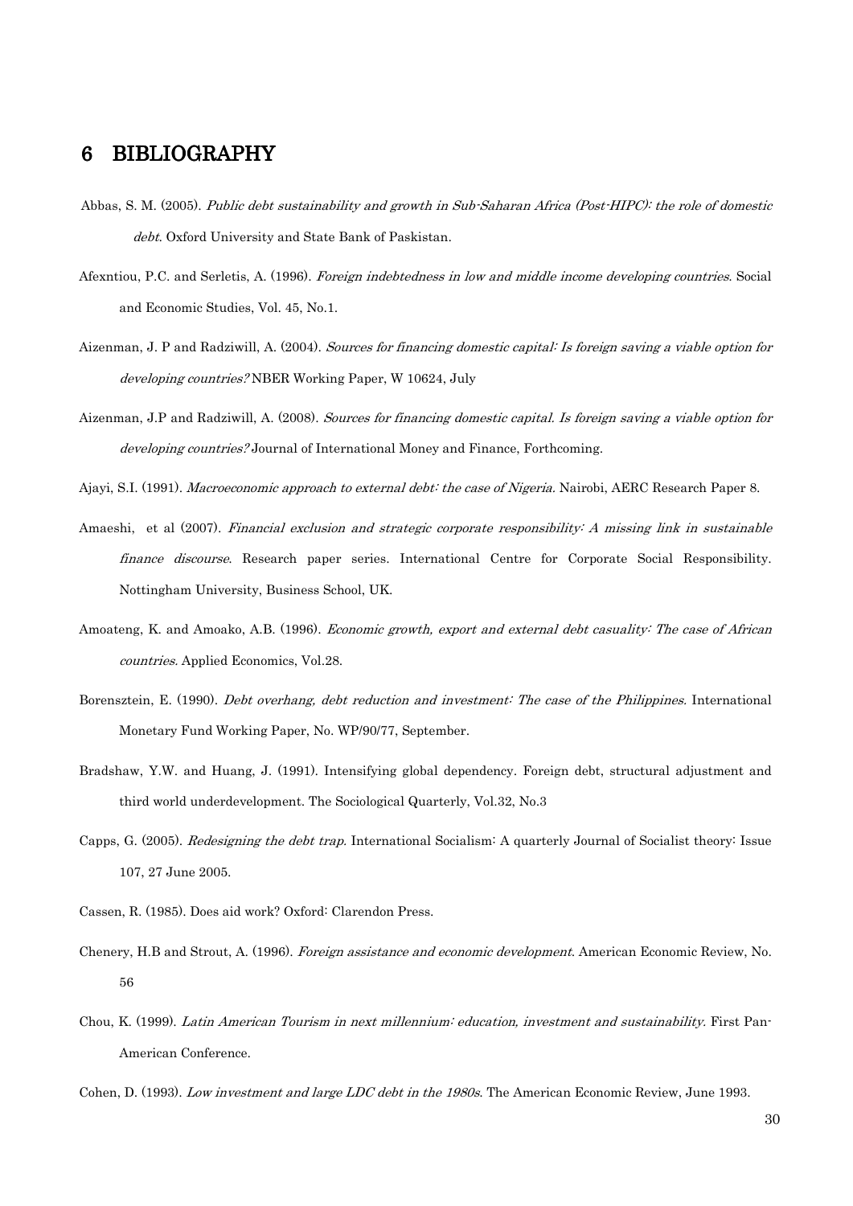# 6 BIBLIOGRAPHY

Abbas, S. M. (2005). *Public debt sustainability and growth in Sub-Saharan Africa (Post-HIPC): the role of domestic debt*. Oxford University and State Bank of Paskistan.

Afexntiou, P.C. and Serletis, A. (1996). *Foreign indebtedness in low and middle income developing countries*. Social and Economic Studies, Vol. 45, No.1.

Aizenman, J. P and Radziwill, A. (2004). *Sources for financing domestic capital: Is foreign saving a viable option for developing countries?* NBER Working Paper, W 10624, July

Aizenman, J.P and Radziwill, A. (2008). *Sources for financing domestic capital. Is foreign saving a viable option for developing countries?* Journal of International Money and Finance, Forthcoming.

Ajayi, S.I. (1991). *Macroeconomic approach to external debt: the case of Nigeria.* Nairobi, AERC Research Paper 8.

Amaeshi, et al (2007). *Financial exclusion and strategic corporate responsibility: A missing link in sustainable finance discourse*. Research paper series. International Centre for Corporate Social Responsibility. Nottingham University, Business School, UK.

Amoateng, K. and Amoako, A.B. (1996). *Economic growth, export and external debt casuality: The case of African countries.* Applied Economics, Vol.28.

Borensztein, E. (1990). *Debt overhang, debt reduction and investment: The case of the Philippines.* International Monetary Fund Working Paper, No. WP/90/77, September.

Bradshaw, Y.W. and Huang, J. (1991). Intensifying global dependency. Foreign debt, structural adjustment and third world underdevelopment. The Sociological Quarterly, Vol.32, No.3

Capps, G. (2005). *Redesigning the debt trap.* International Socialism: A quarterly Journal of Socialist theory: Issue 107, 27 June 2005.

Cassen, R. (1985). Does aid work? Oxford: Clarendon Press.

Chenery, H.B and Strout, A. (1996). *Foreign assistance and economic development*. American Economic Review, No. 56

Chou, K. (1999). *Latin American Tourism in next millennium: education, investment and sustainability.* First Pan-American Conference.

Cohen, D. (1993). *Low investment and large LDC debt in the 1980s*. The American Economic Review, June 1993.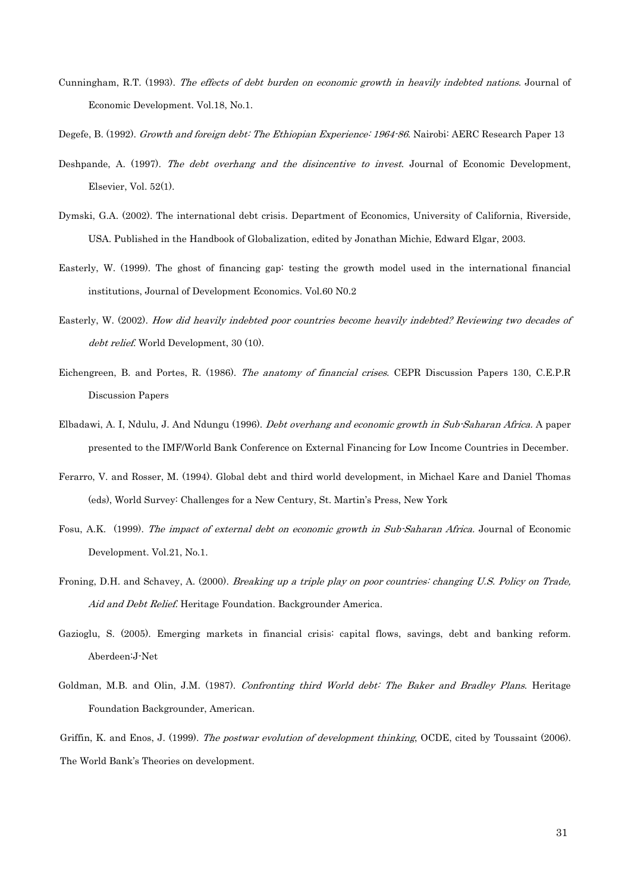Cunningham, R.T. (1993). *The effects of debt burden on economic growth in heavily indebted nations*. Journal of Economic Development. Vol.18, No.1.

Degefe, B. (1992). *Growth and foreign debt: The Ethiopian Experience: 1964-86*. Nairobi: AERC Research Paper 13

Deshpande, A. (1997). *The debt overhang and the disincentive to invest*. Journal of Economic Development, Elsevier, Vol. 52(1).

Dymski, G.A. (2002). The international debt crisis. Department of Economics, University of California, Riverside, USA. Published in the Handbook of Globalization, edited by Jonathan Michie, Edward Elgar, 2003.

Easterly, W. (1999). The ghost of financing gap: testing the growth model used in the international financial institutions, Journal of Development Economics. Vol.60 N0.2

Easterly, W. (2002). *How did heavily indebted poor countries become heavily indebted? Reviewing two decades of debt relief.* World Development, 30 (10).

Eichengreen, B. and Portes, R. (1986). *The anatomy of financial crises*. CEPR Discussion Papers 130, C.E.P.R Discussion Papers

Elbadawi, A. I, Ndulu, J. And Ndungu (1996). *Debt overhang and economic growth in Sub-Saharan Africa.* A paper presented to the IMF/World Bank Conference on External Financing for Low Income Countries in December.

Ferarro, V. and Rosser, M. (1994). Global debt and third world development, in Michael Kare and Daniel Thomas (eds), World Survey: Challenges for a New Century, St. Martin's Press, New York

Fosu, A.K. (1999). *The impact of external debt on economic growth in Sub-Saharan Africa.* Journal of Economic Development. Vol.21, No.1.

Froning, D.H. and Schavey, A. (2000). *Breaking up a triple play on poor countries: changing U.S. Policy on Trade, Aid and Debt Relief.* Heritage Foundation. Backgrounder America.

Gazioglu, S. (2005). Emerging markets in financial crisis: capital flows, savings, debt and banking reform. Aberdeen:J-Net

Goldman, M.B. and Olin, J.M. (1987). *Confronting third World debt: The Baker and Bradley Plans*. Heritage Foundation Backgrounder, American.

Griffin, K. and Enos, J. (1999). *The postwar evolution of development thinking*, OCDE, cited by Toussaint (2006). The World Bank's Theories on development.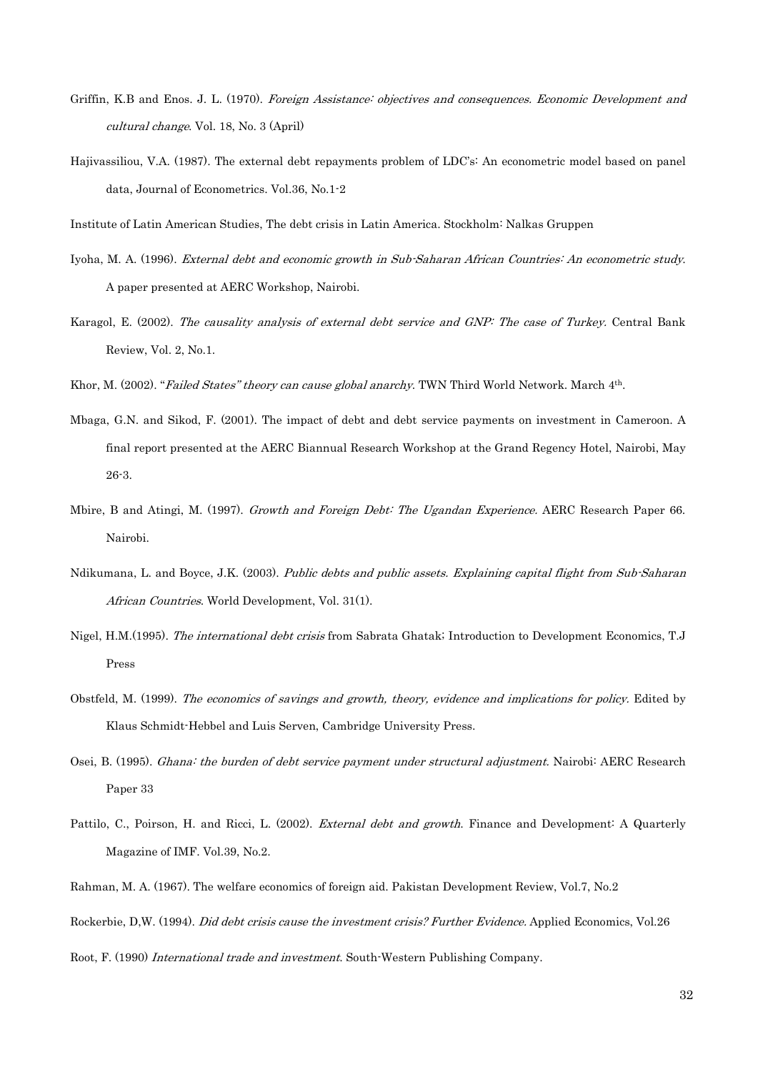Griffin, K.B and Enos. J. L. (1970). *Foreign Assistance: objectives and consequences. Economic Development and cultural change*. Vol. 18, No. 3 (April)

Hajivassiliou, V.A. (1987). The external debt repayments problem of LDC's: An econometric model based on panel data, Journal of Econometrics. Vol.36, No.1-2

Institute of Latin American Studies, The debt crisis in Latin America. Stockholm: Nalkas Gruppen

Iyoha, M. A. (1996). *External debt and economic growth in Sub-Saharan African Countries: An econometric study*. A paper presented at AERC Workshop, Nairobi.

Karagol, E. (2002). *The causality analysis of external debt service and GNP: The case of Turkey.* Central Bank Review, Vol. 2, No.1.

Khor, M. (2002). "*Failed States" theory can cause global anarchy*. TWN Third World Network. March 4th.

Mbaga, G.N. and Sikod, F. (2001). The impact of debt and debt service payments on investment in Cameroon. A final report presented at the AERC Biannual Research Workshop at the Grand Regency Hotel, Nairobi, May 26-3.

Mbire, B and Atingi, M. (1997). *Growth and Foreign Debt: The Ugandan Experience.* AERC Research Paper 66. Nairobi.

Ndikumana, L. and Boyce, J.K. (2003). *Public debts and public assets. Explaining capital flight from Sub-Saharan African Countries*. World Development, Vol. 31(1).

Nigel, H.M.(1995). *The international debt crisis* from Sabrata Ghatak; Introduction to Development Economics, T.J Press

Obstfeld, M. (1999). *The economics of savings and growth, theory, evidence and implications for policy.* Edited by Klaus Schmidt-Hebbel and Luis Serven, Cambridge University Press.

Osei, B. (1995). *Ghana: the burden of debt service payment under structural adjustment.* Nairobi: AERC Research Paper 33

Pattilo, C., Poirson, H. and Ricci, L. (2002). *External debt and growth*. Finance and Development: A Quarterly Magazine of IMF. Vol.39, No.2.

Rahman, M. A. (1967). The welfare economics of foreign aid. Pakistan Development Review, Vol.7, No.2

Rockerbie, D,W. (1994). *Did debt crisis cause the investment crisis? Further Evidence.* Applied Economics, Vol.26

Root, F. (1990) *International trade and investment*. South-Western Publishing Company.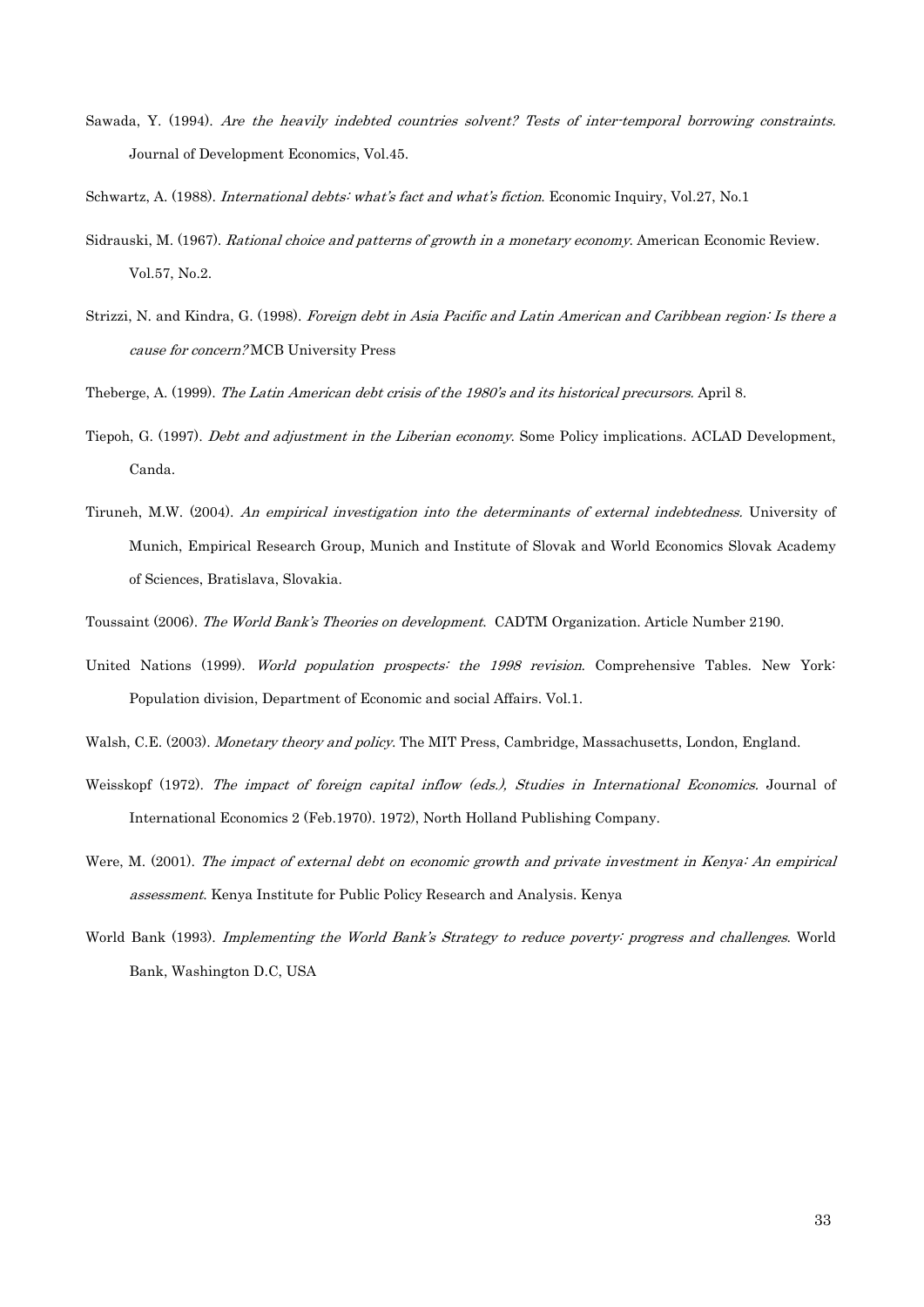Sawada, Y. (1994). *Are the heavily indebted countries solvent? Tests of inter-temporal borrowing constraints.* Journal of Development Economics, Vol.45.

Schwartz, A. (1988). *International debts: what's fact and what's fiction*. Economic Inquiry, Vol.27, No.1

Sidrauski, M. (1967). *Rational choice and patterns of growth in a monetary economy*. American Economic Review. Vol.57, No.2.

Strizzi, N. and Kindra, G. (1998). *Foreign debt in Asia Pacific and Latin American and Caribbean region: Is there a cause for concern?* MCB University Press

Theberge, A. (1999). *The Latin American debt crisis of the 1980's and its historical precursors*. April 8.

Tiepoh, G. (1997). *Debt and adjustment in the Liberian economy*. Some Policy implications. ACLAD Development, Canda.

Tiruneh, M.W. (2004). *An empirical investigation into the determinants of external indebtedness.* University of Munich, Empirical Research Group, Munich and Institute of Slovak and World Economics Slovak Academy of Sciences, Bratislava, Slovakia.

Toussaint (2006). *The World Bank's Theories on development*. CADTM Organization. Article Number 2190.

United Nations (1999). *World population prospects: the 1998 revision*. Comprehensive Tables. New York: Population division, Department of Economic and social Affairs. Vol.1.

Walsh, C.E. (2003). *Monetary theory and policy*. The MIT Press, Cambridge, Massachusetts, London, England.

Weisskopf (1972). *The impact of foreign capital inflow (eds.), Studies in International Economics.* Journal of International Economics 2 (Feb.1970). 1972), North Holland Publishing Company.

Were, M. (2001). *The impact of external debt on economic growth and private investment in Kenya: An empirical assessment*. Kenya Institute for Public Policy Research and Analysis. Kenya

World Bank (1993). *Implementing the World Bank's Strategy to reduce poverty: progress and challenges*. World Bank, Washington D.C, USA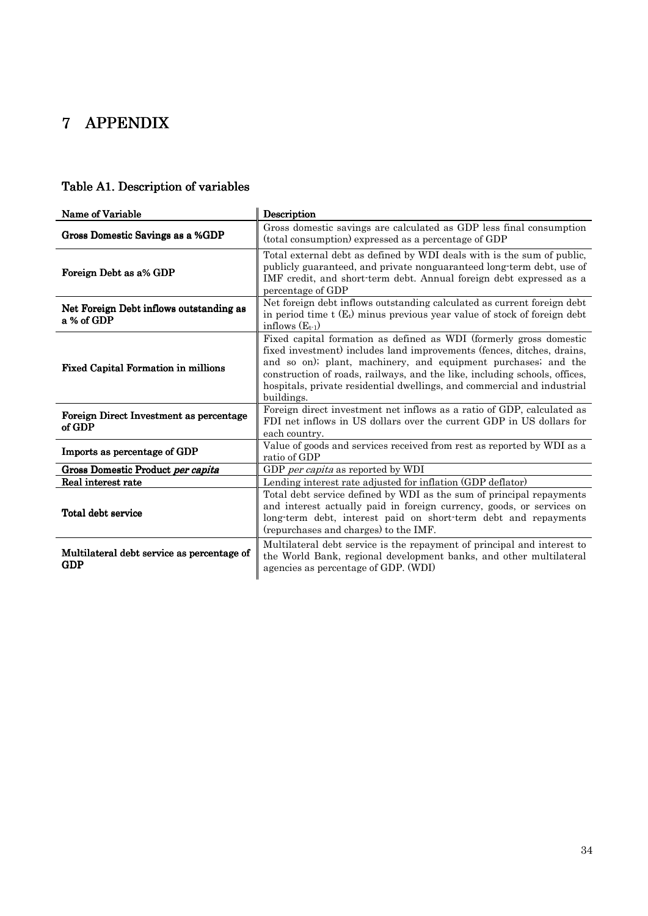# 7 APPENDIX

## Table A1. Description of variables

| Name of Variable | Description |
|---|---|
| **Gross Domestic Savings as a %GDP** | Gross domestic savings are calculated as GDP less final consumption (total consumption) expressed as a percentage of GDP |
| **Foreign Debt as a% GDP** | Total external debt as defined by WDI deals with is the sum of public, publicly guaranteed, and private nonguaranteed long-term debt, use of IMF credit, and short-term debt. Annual foreign debt expressed as a percentage of GDP |
| **Net Foreign Debt inflows outstanding as a % of GDP** | Net foreign debt inflows outstanding calculated as current foreign debt in period time t ($E_t$) minus previous year value of stock of foreign debt inflows ($E_{t-1}$) |
| **Fixed Capital Formation in millions** | Fixed capital formation as defined as WDI (formerly gross domestic fixed investment) includes land improvements (fences, ditches, drains, and so on); plant, machinery, and equipment purchases; and the construction of roads, railways, and the like, including schools, offices, hospitals, private residential dwellings, and commercial and industrial buildings. |
| **Foreign Direct Investment as percentage of GDP** | Foreign direct investment net inflows as a ratio of GDP, calculated as FDI net inflows in US dollars over the current GDP in US dollars for each country. |
| **Imports as percentage of GDP** | Value of goods and services received from rest as reported by WDI as a ratio of GDP |
| **Gross Domestic Product *per capita*** | GDP *per capita* as reported by WDI |
| **Real interest rate** | Lending interest rate adjusted for inflation (GDP deflator) |
| **Total debt service** | Total debt service defined by WDI as the sum of principal repayments and interest actually paid in foreign currency, goods, or services on long-term debt, interest paid on short-term debt and repayments (repurchases and charges) to the IMF. |
| **Multilateral debt service as percentage of GDP** | Multilateral debt service is the repayment of principal and interest to the World Bank, regional development banks, and other multilateral agencies as percentage of GDP. (WDI) |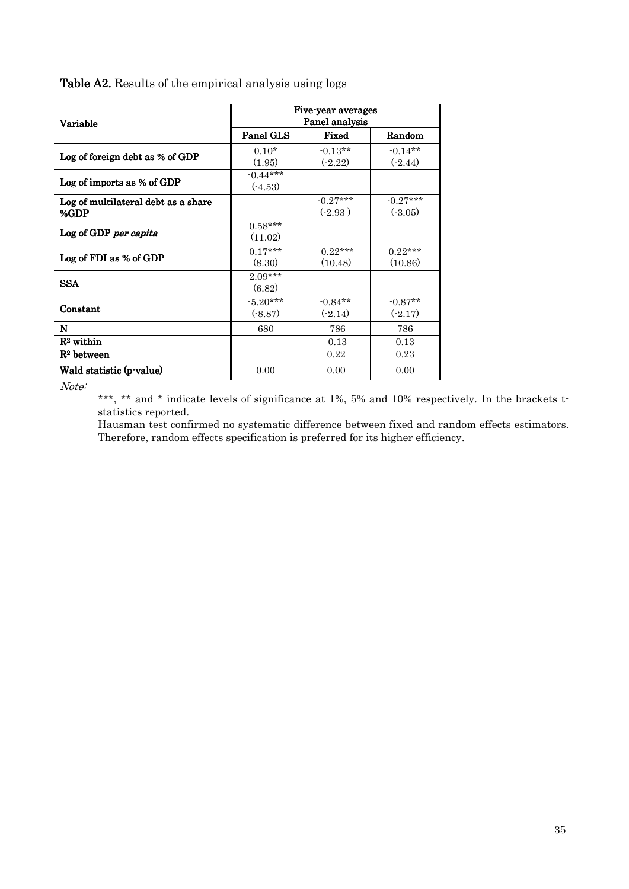**Table A2.** Results of the empirical analysis using logs

| Variable | Five-year averages | | |
|---|---|---|---|
| | Panel analysis | | |
| | **Panel GLS** | **Fixed** | **Random** |
| **Log of foreign debt as % of GDP** | 0.10* (1.95) | -0.13** (-2.22) | -0.14** (-2.44) |
| **Log of imports as % of GDP** | -0.44*** (-4.53) | | |
| **Log of multilateral debt as a share %GDP** | | -0.27*** (-2.93 ) | -0.27*** (-3.05) |
| **Log of GDP *per capita*** | 0.58*** (11.02) | | |
| **Log of FDI as % of GDP** | 0.17*** (8.30) | 0.22*** (10.48) | 0.22*** (10.86) |
| **SSA** | 2.09*** (6.82) | | |
| **Constant** | -5.20*** (-8.87) | -0.84** (-2.14) | -0.87** (-2.17) |
| **N** | 680 | 786 | 786 |
| **$R^2$ within** | | 0.13 | 0.13 |
| **$R^2$ between** | | 0.22 | 0.23 |
| **Wald statistic (p-value)** | 0.00 | 0.00 | 0.00 |

*Note:*

***, ** and * indicate levels of significance at 1%, 5% and 10% respectively. In the brackets t-statistics reported.

Hausman test confirmed no systematic difference between fixed and random effects estimators. Therefore, random effects specification is preferred for its higher efficiency.